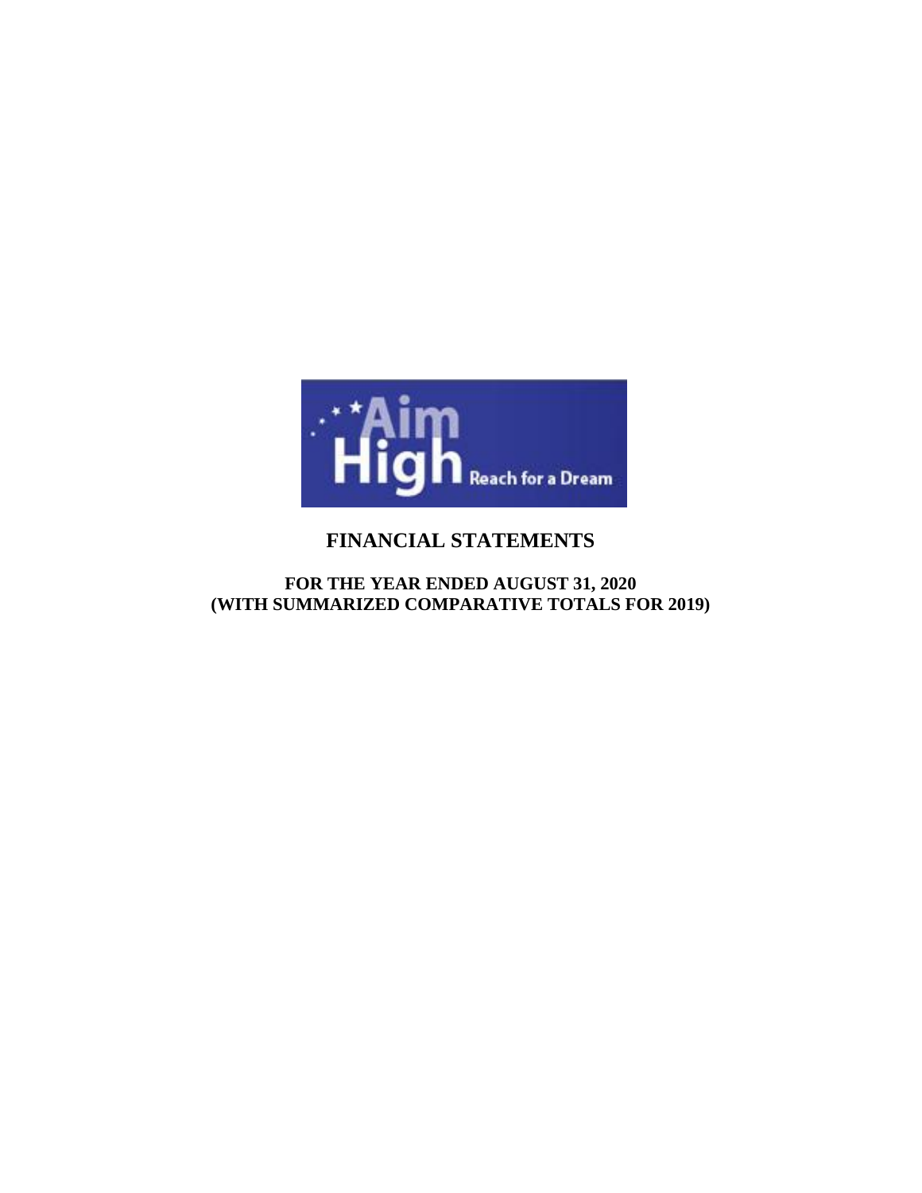Aim High Reach for a Dream

# FINANCIAL STATEMENTS

## FOR THE YEAR ENDED AUGUST 31, 2020
## (WITH SUMMARIZED COMPARATIVE TOTALS FOR 2019)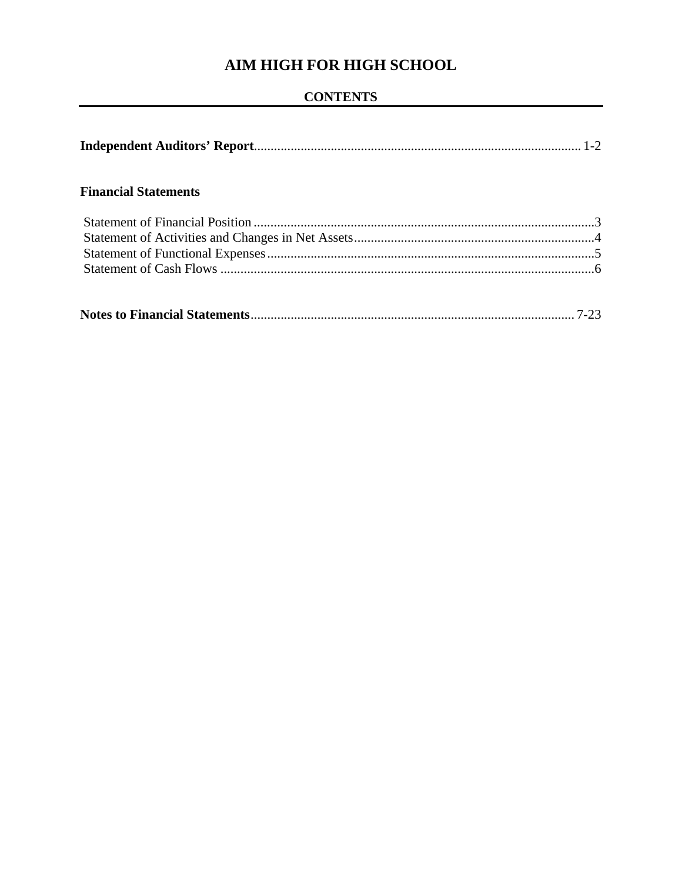# AIM HIGH FOR HIGH SCHOOL

## CONTENTS

**Independent Auditors' Report**.................................................................................................. 1-2

**Financial Statements**

Statement of Financial Position .....................................................................................................3
Statement of Activities and Changes in Net Assets........................................................................4
Statement of Functional Expenses .................................................................................................5
Statement of Cash Flows ................................................................................................................6

**Notes to Financial Statements**................................................................................................. 7-23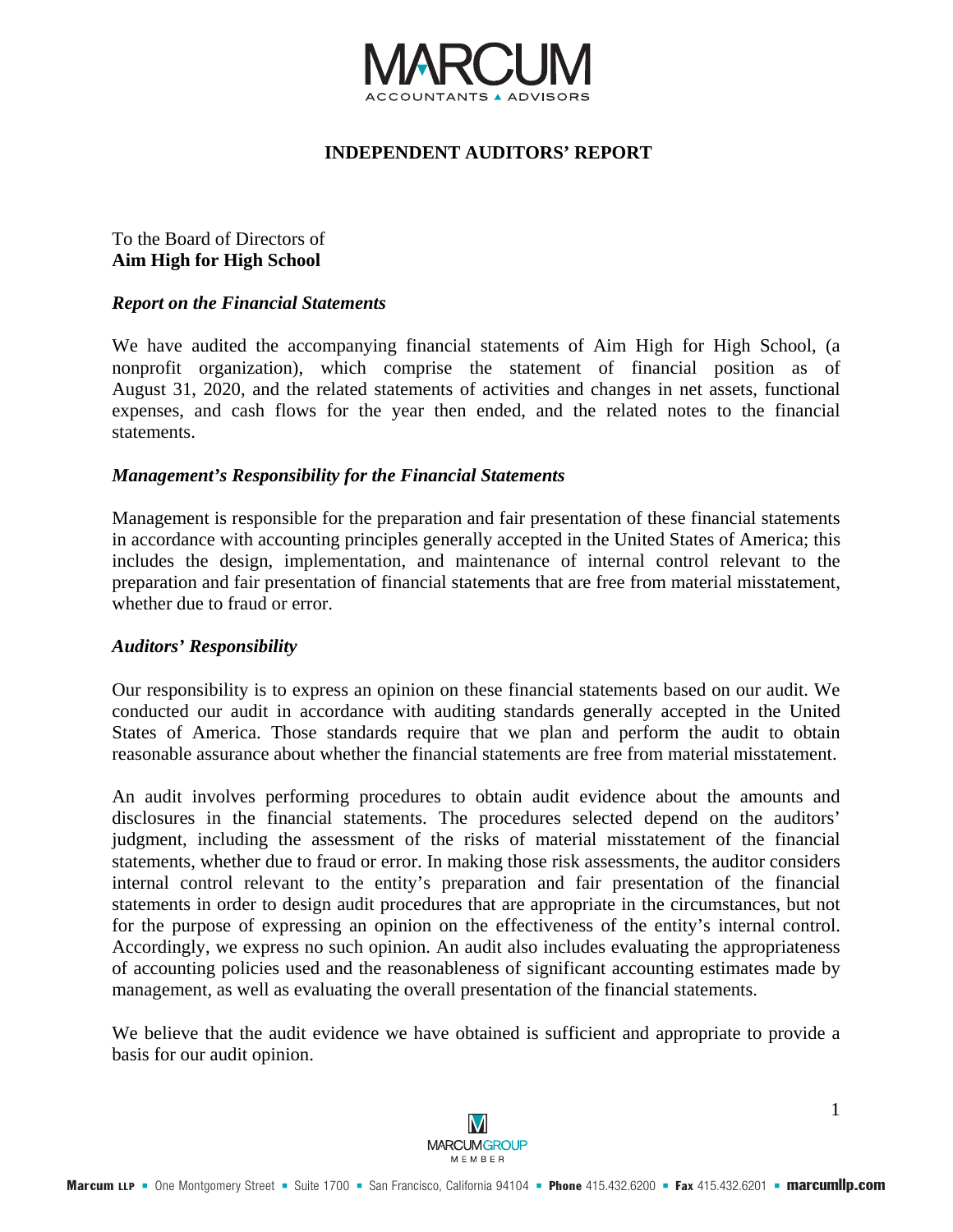# INDEPENDENT AUDITORS' REPORT

To the Board of Directors of
**Aim High for High School**

### *Report on the Financial Statements*

We have audited the accompanying financial statements of Aim High for High School, (a nonprofit organization), which comprise the statement of financial position as of August 31, 2020, and the related statements of activities and changes in net assets, functional expenses, and cash flows for the year then ended, and the related notes to the financial statements.

### *Management's Responsibility for the Financial Statements*

Management is responsible for the preparation and fair presentation of these financial statements in accordance with accounting principles generally accepted in the United States of America; this includes the design, implementation, and maintenance of internal control relevant to the preparation and fair presentation of financial statements that are free from material misstatement, whether due to fraud or error.

### *Auditors' Responsibility*

Our responsibility is to express an opinion on these financial statements based on our audit. We conducted our audit in accordance with auditing standards generally accepted in the United States of America. Those standards require that we plan and perform the audit to obtain reasonable assurance about whether the financial statements are free from material misstatement.

An audit involves performing procedures to obtain audit evidence about the amounts and disclosures in the financial statements. The procedures selected depend on the auditors' judgment, including the assessment of the risks of material misstatement of the financial statements, whether due to fraud or error. In making those risk assessments, the auditor considers internal control relevant to the entity's preparation and fair presentation of the financial statements in order to design audit procedures that are appropriate in the circumstances, but not for the purpose of expressing an opinion on the effectiveness of the entity's internal control. Accordingly, we express no such opinion. An audit also includes evaluating the appropriateness of accounting policies used and the reasonableness of significant accounting estimates made by management, as well as evaluating the overall presentation of the financial statements.

We believe that the audit evidence we have obtained is sufficient and appropriate to provide a basis for our audit opinion.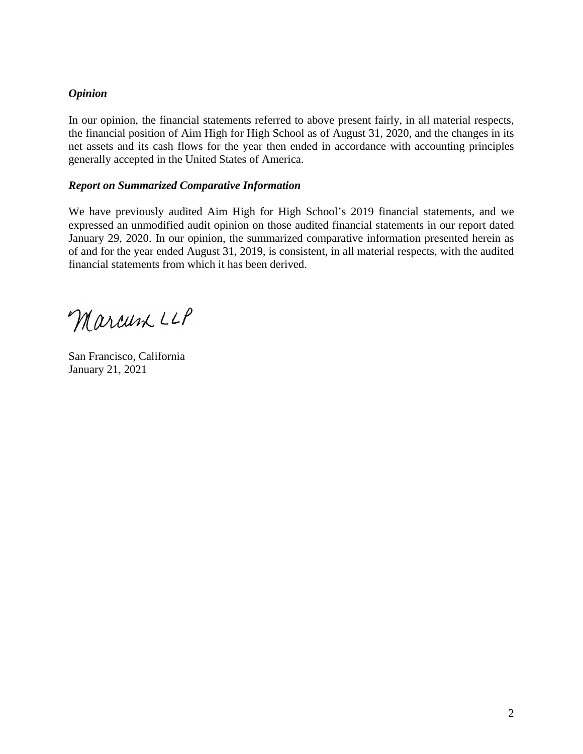***Opinion***

In our opinion, the financial statements referred to above present fairly, in all material respects, the financial position of Aim High for High School as of August 31, 2020, and the changes in its net assets and its cash flows for the year then ended in accordance with accounting principles generally accepted in the United States of America.

***Report on Summarized Comparative Information***

We have previously audited Aim High for High School's 2019 financial statements, and we expressed an unmodified audit opinion on those audited financial statements in our report dated January 29, 2020. In our opinion, the summarized comparative information presented herein as of and for the year ended August 31, 2019, is consistent, in all material respects, with the audited financial statements from which it has been derived.

Marcum LLP

San Francisco, California
January 21, 2021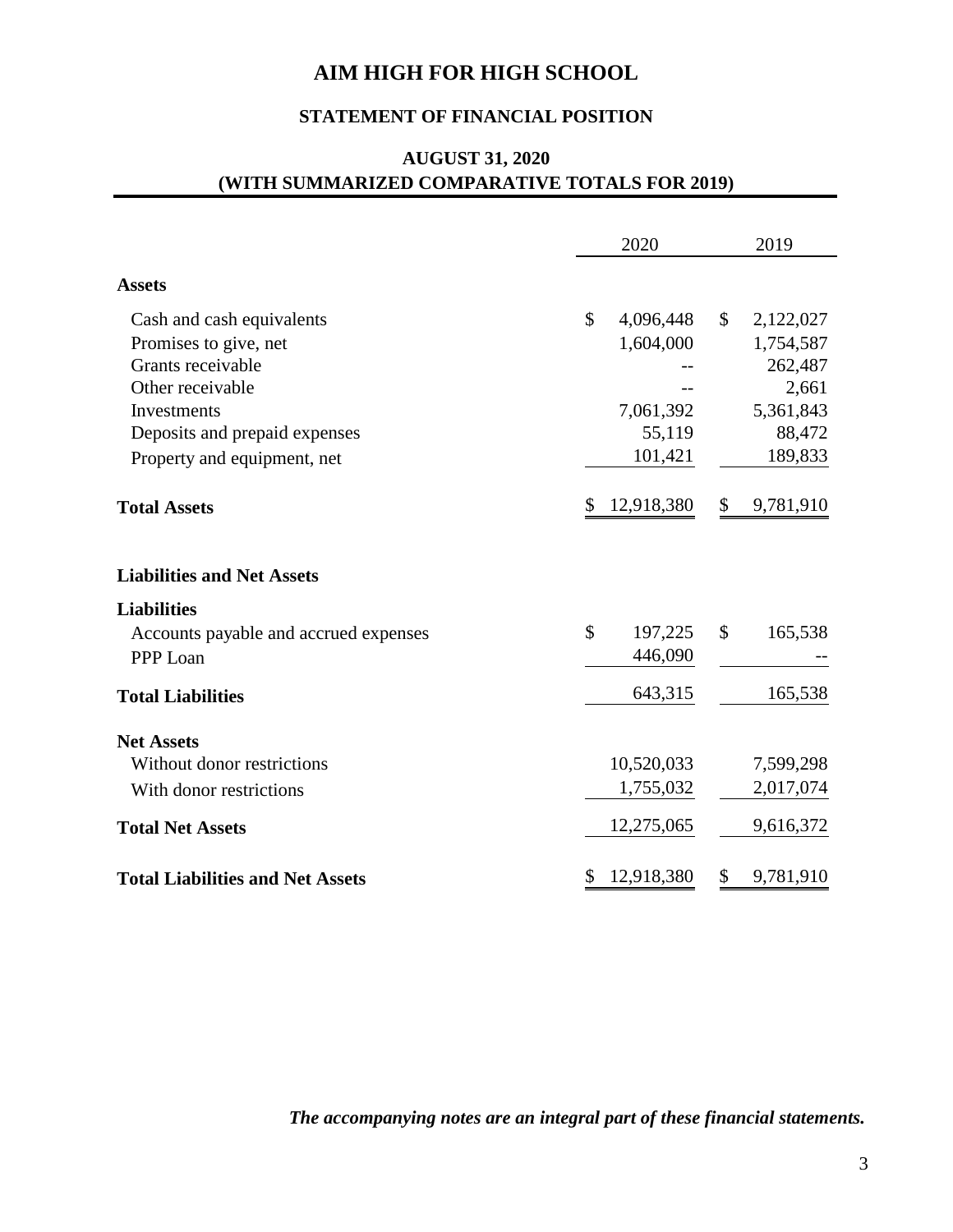# AIM HIGH FOR HIGH SCHOOL

## STATEMENT OF FINANCIAL POSITION

### AUGUST 31, 2020
### (WITH SUMMARIZED COMPARATIVE TOTALS FOR 2019)

| | 2020 | 2019 |
|---|---|---|
| **Assets** | | |
| Cash and cash equivalents | $ 4,096,448 | $ 2,122,027 |
| Promises to give, net | 1,604,000 | 1,754,587 |
| Grants receivable | -- | 262,487 |
| Other receivable | -- | 2,661 |
| Investments | 7,061,392 | 5,361,843 |
| Deposits and prepaid expenses | 55,119 | 88,472 |
| Property and equipment, net | 101,421 | 189,833 |
| **Total Assets** | $ 12,918,380 | $ 9,781,910 |
| | | |
| **Liabilities and Net Assets** | | |
| **Liabilities** | | |
| Accounts payable and accrued expenses | $ 197,225 | $ 165,538 |
| PPP Loan | 446,090 | -- |
| **Total Liabilities** | 643,315 | 165,538 |
| **Net Assets** | | |
| Without donor restrictions | 10,520,033 | 7,599,298 |
| With donor restrictions | 1,755,032 | 2,017,074 |
| **Total Net Assets** | 12,275,065 | 9,616,372 |
| **Total Liabilities and Net Assets** | $ 12,918,380 | $ 9,781,910 |

***The accompanying notes are an integral part of these financial statements.***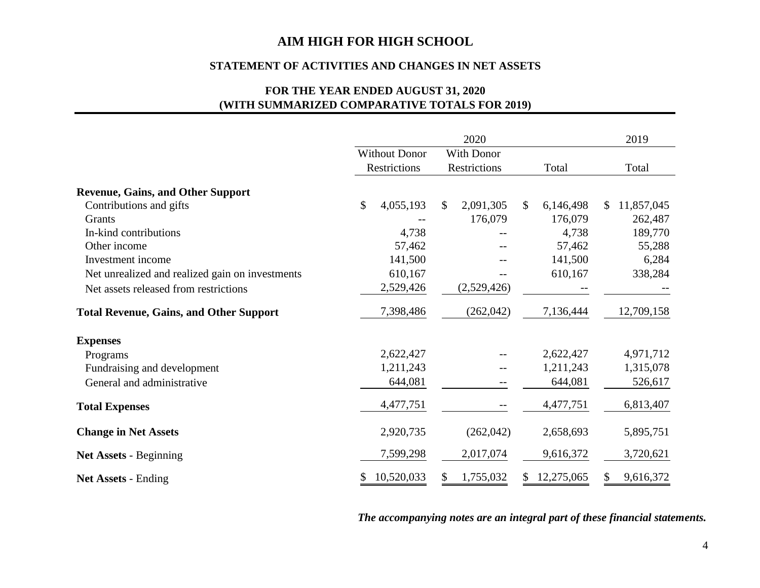# AIM HIGH FOR HIGH SCHOOL

## STATEMENT OF ACTIVITIES AND CHANGES IN NET ASSETS

### FOR THE YEAR ENDED AUGUST 31, 2020
### (WITH SUMMARIZED COMPARATIVE TOTALS FOR 2019)

| | 2020 | | | 2019 |
|---|---|---|---|---|
| | Without Donor Restrictions | With Donor Restrictions | Total | Total |
| **Revenue, Gains, and Other Support** | | | | |
| Contributions and gifts | $ 4,055,193 | $ 2,091,305 | $ 6,146,498 | $ 11,857,045 |
| Grants | -- | 176,079 | 176,079 | 262,487 |
| In-kind contributions | 4,738 | -- | 4,738 | 189,770 |
| Other income | 57,462 | -- | 57,462 | 55,288 |
| Investment income | 141,500 | -- | 141,500 | 6,284 |
| Net unrealized and realized gain on investments | 610,167 | -- | 610,167 | 338,284 |
| Net assets released from restrictions | 2,529,426 | (2,529,426) | -- | -- |
| **Total Revenue, Gains, and Other Support** | 7,398,486 | (262,042) | 7,136,444 | 12,709,158 |
| **Expenses** | | | | |
| Programs | 2,622,427 | -- | 2,622,427 | 4,971,712 |
| Fundraising and development | 1,211,243 | -- | 1,211,243 | 1,315,078 |
| General and administrative | 644,081 | -- | 644,081 | 526,617 |
| **Total Expenses** | 4,477,751 | -- | 4,477,751 | 6,813,407 |
| **Change in Net Assets** | 2,920,735 | (262,042) | 2,658,693 | 5,895,751 |
| **Net Assets** - Beginning | 7,599,298 | 2,017,074 | 9,616,372 | 3,720,621 |
| **Net Assets** - Ending | $ 10,520,033 | $ 1,755,032 | $ 12,275,065 | $ 9,616,372 |

***The accompanying notes are an integral part of these financial statements.***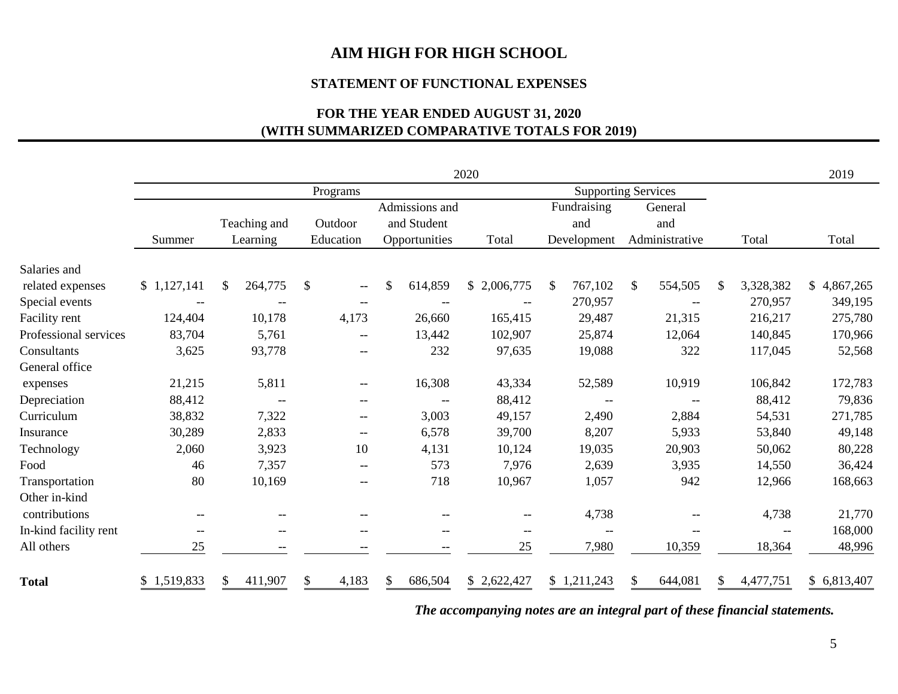# AIM HIGH FOR HIGH SCHOOL

## STATEMENT OF FUNCTIONAL EXPENSES

### FOR THE YEAR ENDED AUGUST 31, 2020
### (WITH SUMMARIZED COMPARATIVE TOTALS FOR 2019)

| | 2020 | | | | | | | | 2019 |
|---|---|---|---|---|---|---|---|---|---|
| | Programs | | | | | Supporting Services | | | |
| | Summer | Teaching and Learning | Outdoor Education | Admissions and Student Opportunities | Total | Fundraising and Development | General and Administrative | Total | Total |
| Salaries and related expenses | $ 1,127,141 | $ 264,775 | $ -- | $ 614,859 | $ 2,006,775 | $ 767,102 | $ 554,505 | $ 3,328,382 | $ 4,867,265 |
| Special events | -- | -- | -- | -- | -- | 270,957 | -- | 270,957 | 349,195 |
| Facility rent | 124,404 | 10,178 | 4,173 | 26,660 | 165,415 | 29,487 | 21,315 | 216,217 | 275,780 |
| Professional services | 83,704 | 5,761 | -- | 13,442 | 102,907 | 25,874 | 12,064 | 140,845 | 170,966 |
| Consultants | 3,625 | 93,778 | -- | 232 | 97,635 | 19,088 | 322 | 117,045 | 52,568 |
| General office expenses | 21,215 | 5,811 | -- | 16,308 | 43,334 | 52,589 | 10,919 | 106,842 | 172,783 |
| Depreciation | 88,412 | -- | -- | -- | 88,412 | -- | -- | 88,412 | 79,836 |
| Curriculum | 38,832 | 7,322 | -- | 3,003 | 49,157 | 2,490 | 2,884 | 54,531 | 271,785 |
| Insurance | 30,289 | 2,833 | -- | 6,578 | 39,700 | 8,207 | 5,933 | 53,840 | 49,148 |
| Technology | 2,060 | 3,923 | 10 | 4,131 | 10,124 | 19,035 | 20,903 | 50,062 | 80,228 |
| Food | 46 | 7,357 | -- | 573 | 7,976 | 2,639 | 3,935 | 14,550 | 36,424 |
| Transportation | 80 | 10,169 | -- | 718 | 10,967 | 1,057 | 942 | 12,966 | 168,663 |
| Other in-kind contributions | -- | -- | -- | -- | -- | 4,738 | -- | 4,738 | 21,770 |
| In-kind facility rent | -- | -- | -- | -- | -- | -- | -- | -- | 168,000 |
| All others | 25 | -- | -- | -- | 25 | 7,980 | 10,359 | 18,364 | 48,996 |
| **Total** | $ 1,519,833 | $ 411,907 | $ 4,183 | $ 686,504 | $ 2,622,427 | $ 1,211,243 | $ 644,081 | $ 4,477,751 | $ 6,813,407 |

***The accompanying notes are an integral part of these financial statements.***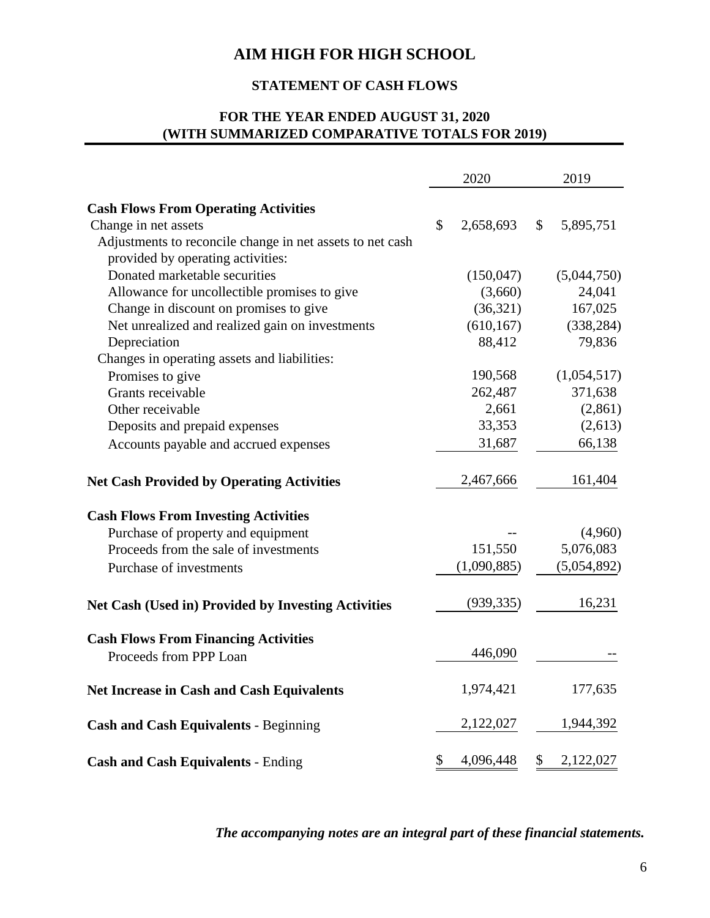# AIM HIGH FOR HIGH SCHOOL

## STATEMENT OF CASH FLOWS

### FOR THE YEAR ENDED AUGUST 31, 2020
### (WITH SUMMARIZED COMPARATIVE TOTALS FOR 2019)

| | 2020 | 2019 |
|---|---|---|
| **Cash Flows From Operating Activities** | | |
| Change in net assets | $ 2,658,693 | $ 5,895,751 |
| Adjustments to reconcile change in net assets to net cash provided by operating activities: | | |
| Donated marketable securities | (150,047) | (5,044,750) |
| Allowance for uncollectible promises to give | (3,660) | 24,041 |
| Change in discount on promises to give | (36,321) | 167,025 |
| Net unrealized and realized gain on investments | (610,167) | (338,284) |
| Depreciation | 88,412 | 79,836 |
| Changes in operating assets and liabilities: | | |
| Promises to give | 190,568 | (1,054,517) |
| Grants receivable | 262,487 | 371,638 |
| Other receivable | 2,661 | (2,861) |
| Deposits and prepaid expenses | 33,353 | (2,613) |
| Accounts payable and accrued expenses | 31,687 | 66,138 |
| **Net Cash Provided by Operating Activities** | 2,467,666 | 161,404 |
| **Cash Flows From Investing Activities** | | |
| Purchase of property and equipment | -- | (4,960) |
| Proceeds from the sale of investments | 151,550 | 5,076,083 |
| Purchase of investments | (1,090,885) | (5,054,892) |
| **Net Cash (Used in) Provided by Investing Activities** | (939,335) | 16,231 |
| **Cash Flows From Financing Activities** | | |
| Proceeds from PPP Loan | 446,090 | -- |
| **Net Increase in Cash and Cash Equivalents** | 1,974,421 | 177,635 |
| **Cash and Cash Equivalents** - Beginning | 2,122,027 | 1,944,392 |
| **Cash and Cash Equivalents** - Ending | $ 4,096,448 | $ 2,122,027 |

***The accompanying notes are an integral part of these financial statements.***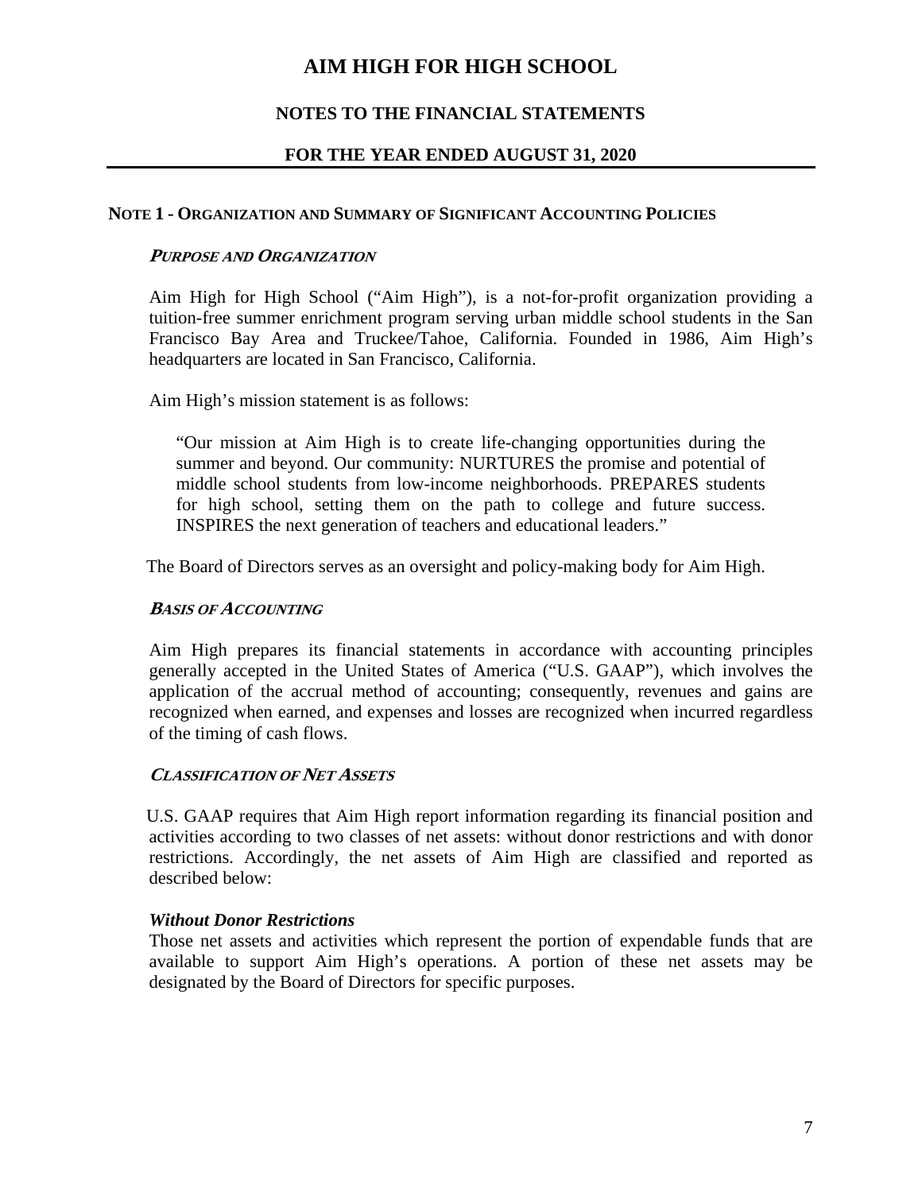# AIM HIGH FOR HIGH SCHOOL

## NOTES TO THE FINANCIAL STATEMENTS

## FOR THE YEAR ENDED AUGUST 31, 2020

### NOTE 1 - ORGANIZATION AND SUMMARY OF SIGNIFICANT ACCOUNTING POLICIES

***PURPOSE AND ORGANIZATION***

Aim High for High School ("Aim High"), is a not-for-profit organization providing a tuition-free summer enrichment program serving urban middle school students in the San Francisco Bay Area and Truckee/Tahoe, California. Founded in 1986, Aim High's headquarters are located in San Francisco, California.

Aim High's mission statement is as follows:

> "Our mission at Aim High is to create life-changing opportunities during the summer and beyond. Our community: NURTURES the promise and potential of middle school students from low-income neighborhoods. PREPARES students for high school, setting them on the path to college and future success. INSPIRES the next generation of teachers and educational leaders."

The Board of Directors serves as an oversight and policy-making body for Aim High.

***BASIS OF ACCOUNTING***

Aim High prepares its financial statements in accordance with accounting principles generally accepted in the United States of America ("U.S. GAAP"), which involves the application of the accrual method of accounting; consequently, revenues and gains are recognized when earned, and expenses and losses are recognized when incurred regardless of the timing of cash flows.

***CLASSIFICATION OF NET ASSETS***

U.S. GAAP requires that Aim High report information regarding its financial position and activities according to two classes of net assets: without donor restrictions and with donor restrictions. Accordingly, the net assets of Aim High are classified and reported as described below:

***Without Donor Restrictions***
Those net assets and activities which represent the portion of expendable funds that are available to support Aim High's operations. A portion of these net assets may be designated by the Board of Directors for specific purposes.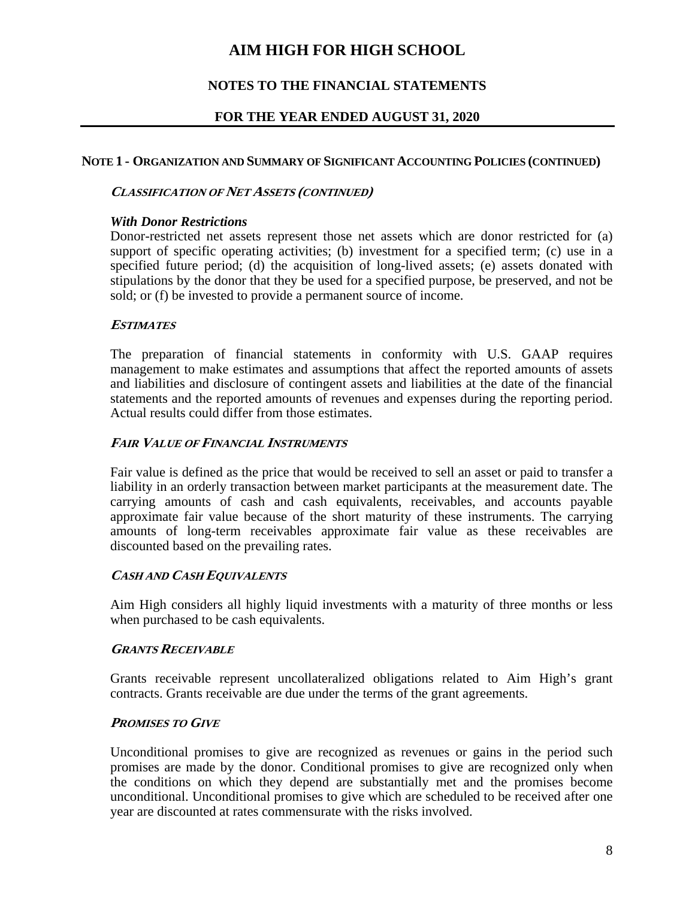# AIM HIGH FOR HIGH SCHOOL

## NOTES TO THE FINANCIAL STATEMENTS

## FOR THE YEAR ENDED AUGUST 31, 2020

### NOTE 1 - ORGANIZATION AND SUMMARY OF SIGNIFICANT ACCOUNTING POLICIES (CONTINUED)

#### *CLASSIFICATION OF NET ASSETS (CONTINUED)*

***With Donor Restrictions***
Donor-restricted net assets represent those net assets which are donor restricted for (a) support of specific operating activities; (b) investment for a specified term; (c) use in a specified future period; (d) the acquisition of long-lived assets; (e) assets donated with stipulations by the donor that they be used for a specified purpose, be preserved, and not be sold; or (f) be invested to provide a permanent source of income.

#### *ESTIMATES*

The preparation of financial statements in conformity with U.S. GAAP requires management to make estimates and assumptions that affect the reported amounts of assets and liabilities and disclosure of contingent assets and liabilities at the date of the financial statements and the reported amounts of revenues and expenses during the reporting period. Actual results could differ from those estimates.

#### *FAIR VALUE OF FINANCIAL INSTRUMENTS*

Fair value is defined as the price that would be received to sell an asset or paid to transfer a liability in an orderly transaction between market participants at the measurement date. The carrying amounts of cash and cash equivalents, receivables, and accounts payable approximate fair value because of the short maturity of these instruments. The carrying amounts of long-term receivables approximate fair value as these receivables are discounted based on the prevailing rates.

#### *CASH AND CASH EQUIVALENTS*

Aim High considers all highly liquid investments with a maturity of three months or less when purchased to be cash equivalents.

#### *GRANTS RECEIVABLE*

Grants receivable represent uncollateralized obligations related to Aim High's grant contracts. Grants receivable are due under the terms of the grant agreements.

#### *PROMISES TO GIVE*

Unconditional promises to give are recognized as revenues or gains in the period such promises are made by the donor. Conditional promises to give are recognized only when the conditions on which they depend are substantially met and the promises become unconditional. Unconditional promises to give which are scheduled to be received after one year are discounted at rates commensurate with the risks involved.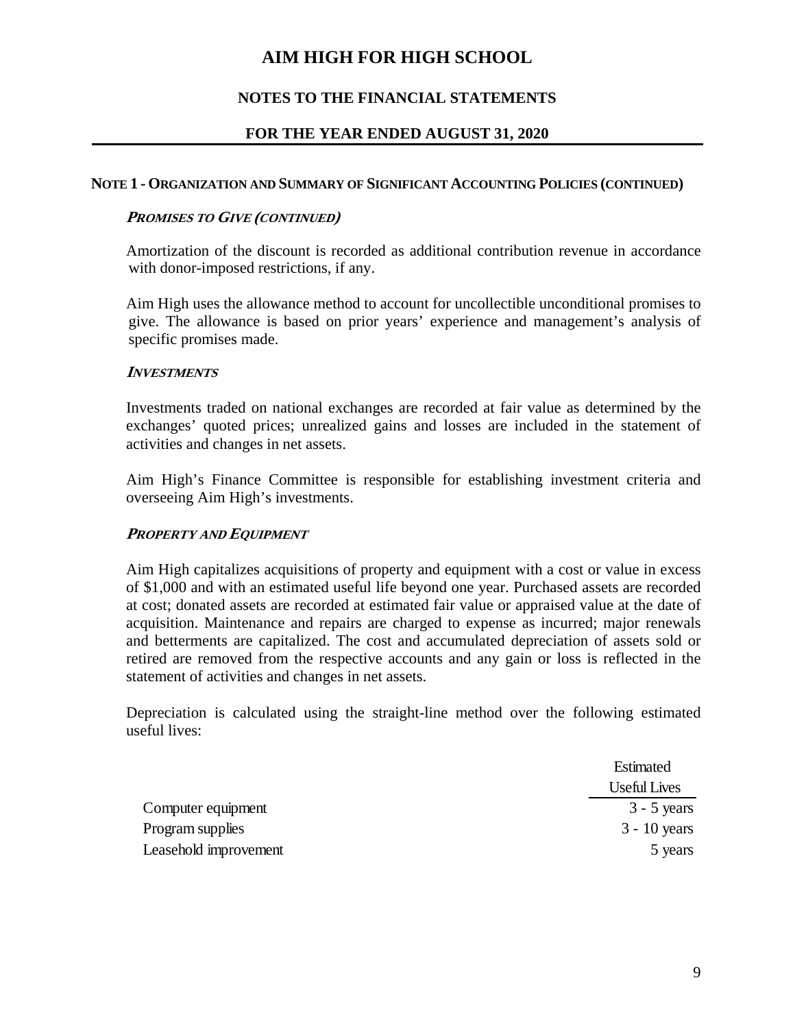# AIM HIGH FOR HIGH SCHOOL

## NOTES TO THE FINANCIAL STATEMENTS

## FOR THE YEAR ENDED AUGUST 31, 2020

### NOTE 1 - ORGANIZATION AND SUMMARY OF SIGNIFICANT ACCOUNTING POLICIES (CONTINUED)

***PROMISES TO GIVE (CONTINUED)***

Amortization of the discount is recorded as additional contribution revenue in accordance with donor-imposed restrictions, if any.

Aim High uses the allowance method to account for uncollectible unconditional promises to give. The allowance is based on prior years' experience and management's analysis of specific promises made.

***INVESTMENTS***

Investments traded on national exchanges are recorded at fair value as determined by the exchanges' quoted prices; unrealized gains and losses are included in the statement of activities and changes in net assets.

Aim High's Finance Committee is responsible for establishing investment criteria and overseeing Aim High's investments.

***PROPERTY AND EQUIPMENT***

Aim High capitalizes acquisitions of property and equipment with a cost or value in excess of $1,000 and with an estimated useful life beyond one year. Purchased assets are recorded at cost; donated assets are recorded at estimated fair value or appraised value at the date of acquisition. Maintenance and repairs are charged to expense as incurred; major renewals and betterments are capitalized. The cost and accumulated depreciation of assets sold or retired are removed from the respective accounts and any gain or loss is reflected in the statement of activities and changes in net assets.

Depreciation is calculated using the straight-line method over the following estimated useful lives:

| | Estimated Useful Lives |
|---|---|
| Computer equipment | 3 - 5 years |
| Program supplies | 3 - 10 years |
| Leasehold improvement | 5 years |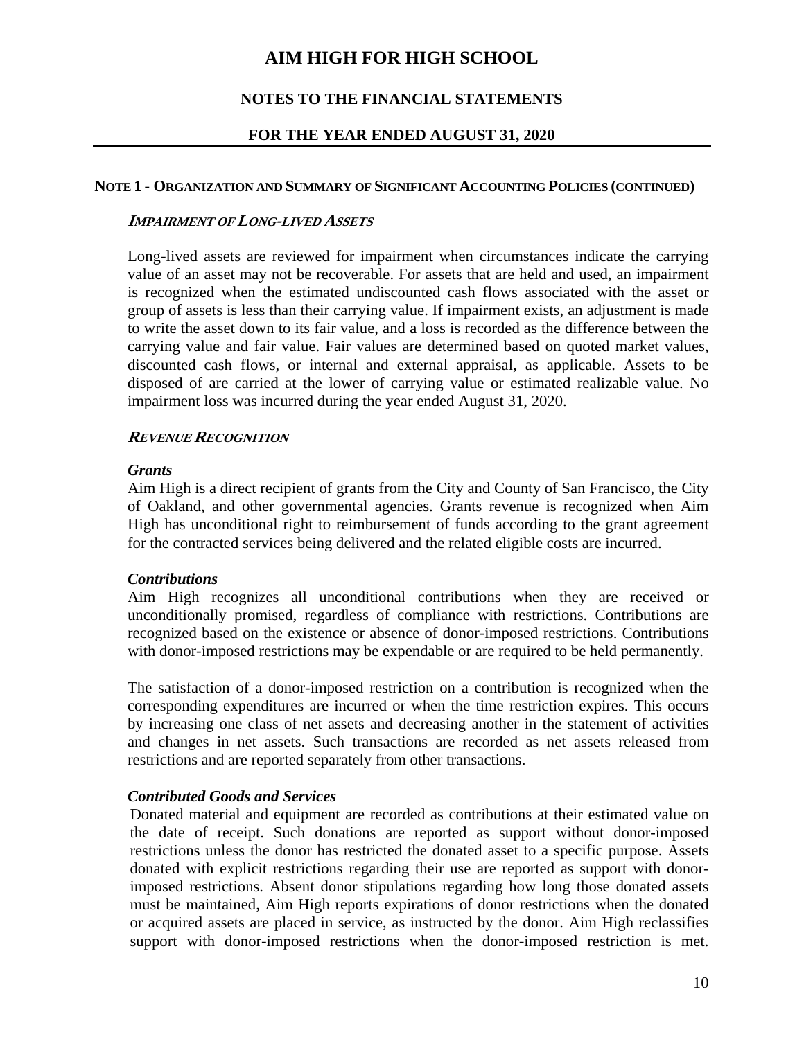# AIM HIGH FOR HIGH SCHOOL

## NOTES TO THE FINANCIAL STATEMENTS

## FOR THE YEAR ENDED AUGUST 31, 2020

### NOTE 1 - ORGANIZATION AND SUMMARY OF SIGNIFICANT ACCOUNTING POLICIES (CONTINUED)

***IMPAIRMENT OF LONG-LIVED ASSETS***

Long-lived assets are reviewed for impairment when circumstances indicate the carrying value of an asset may not be recoverable. For assets that are held and used, an impairment is recognized when the estimated undiscounted cash flows associated with the asset or group of assets is less than their carrying value. If impairment exists, an adjustment is made to write the asset down to its fair value, and a loss is recorded as the difference between the carrying value and fair value. Fair values are determined based on quoted market values, discounted cash flows, or internal and external appraisal, as applicable. Assets to be disposed of are carried at the lower of carrying value or estimated realizable value. No impairment loss was incurred during the year ended August 31, 2020.

***REVENUE RECOGNITION***

***Grants***
Aim High is a direct recipient of grants from the City and County of San Francisco, the City of Oakland, and other governmental agencies. Grants revenue is recognized when Aim High has unconditional right to reimbursement of funds according to the grant agreement for the contracted services being delivered and the related eligible costs are incurred.

***Contributions***
Aim High recognizes all unconditional contributions when they are received or unconditionally promised, regardless of compliance with restrictions. Contributions are recognized based on the existence or absence of donor-imposed restrictions. Contributions with donor-imposed restrictions may be expendable or are required to be held permanently.

The satisfaction of a donor-imposed restriction on a contribution is recognized when the corresponding expenditures are incurred or when the time restriction expires. This occurs by increasing one class of net assets and decreasing another in the statement of activities and changes in net assets. Such transactions are recorded as net assets released from restrictions and are reported separately from other transactions.

***Contributed Goods and Services***
Donated material and equipment are recorded as contributions at their estimated value on the date of receipt. Such donations are reported as support without donor-imposed restrictions unless the donor has restricted the donated asset to a specific purpose. Assets donated with explicit restrictions regarding their use are reported as support with donor-imposed restrictions. Absent donor stipulations regarding how long those donated assets must be maintained, Aim High reports expirations of donor restrictions when the donated or acquired assets are placed in service, as instructed by the donor. Aim High reclassifies support with donor-imposed restrictions when the donor-imposed restriction is met.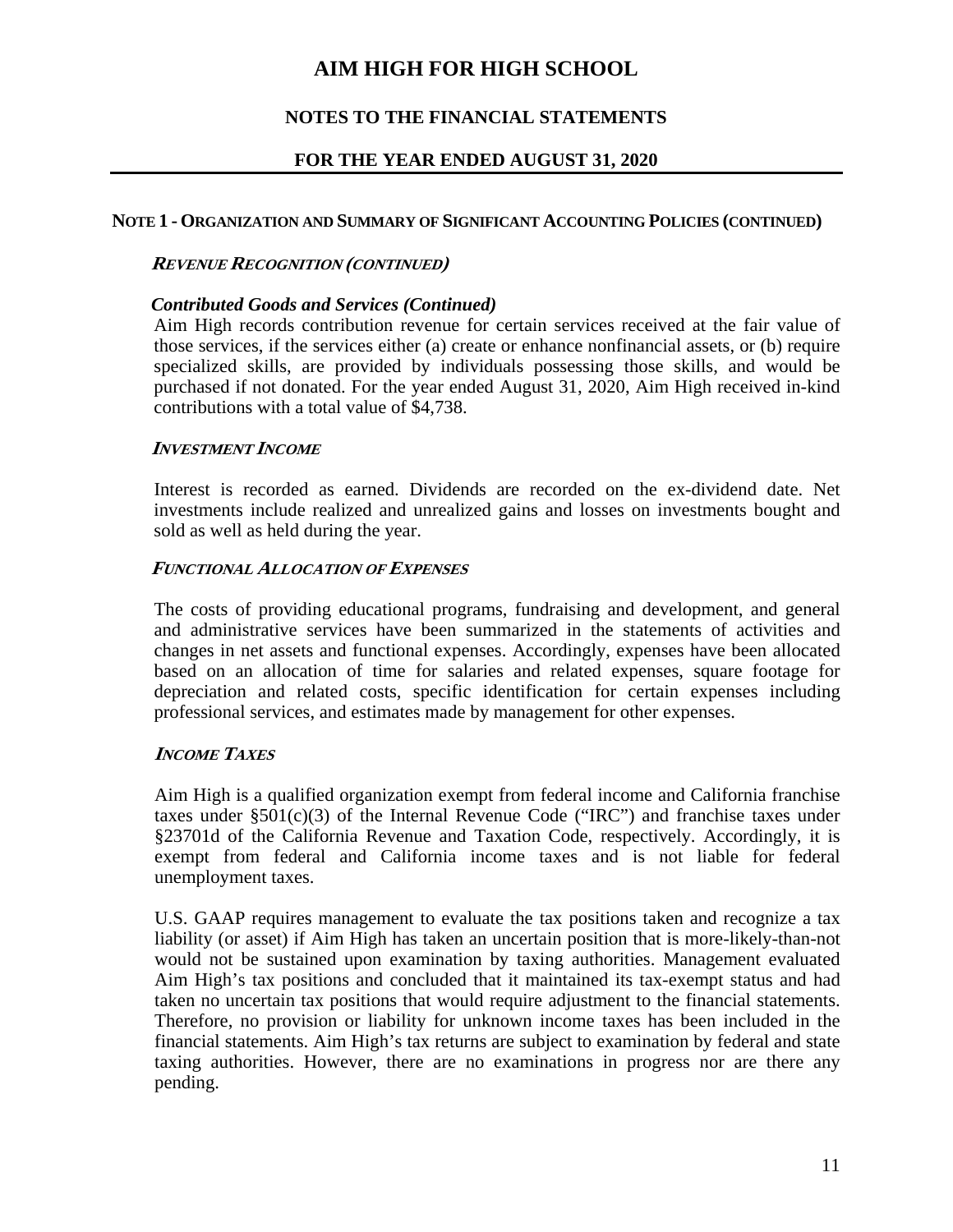# AIM HIGH FOR HIGH SCHOOL

## NOTES TO THE FINANCIAL STATEMENTS

## FOR THE YEAR ENDED AUGUST 31, 2020

### NOTE 1 - ORGANIZATION AND SUMMARY OF SIGNIFICANT ACCOUNTING POLICIES (CONTINUED)

***REVENUE RECOGNITION (CONTINUED)***

***Contributed Goods and Services (Continued)***

Aim High records contribution revenue for certain services received at the fair value of those services, if the services either (a) create or enhance nonfinancial assets, or (b) require specialized skills, are provided by individuals possessing those skills, and would be purchased if not donated. For the year ended August 31, 2020, Aim High received in-kind contributions with a total value of $4,738.

***INVESTMENT INCOME***

Interest is recorded as earned. Dividends are recorded on the ex-dividend date. Net investments include realized and unrealized gains and losses on investments bought and sold as well as held during the year.

***FUNCTIONAL ALLOCATION OF EXPENSES***

The costs of providing educational programs, fundraising and development, and general and administrative services have been summarized in the statements of activities and changes in net assets and functional expenses. Accordingly, expenses have been allocated based on an allocation of time for salaries and related expenses, square footage for depreciation and related costs, specific identification for certain expenses including professional services, and estimates made by management for other expenses.

***INCOME TAXES***

Aim High is a qualified organization exempt from federal income and California franchise taxes under §501(c)(3) of the Internal Revenue Code ("IRC") and franchise taxes under §23701d of the California Revenue and Taxation Code, respectively. Accordingly, it is exempt from federal and California income taxes and is not liable for federal unemployment taxes.

U.S. GAAP requires management to evaluate the tax positions taken and recognize a tax liability (or asset) if Aim High has taken an uncertain position that is more-likely-than-not would not be sustained upon examination by taxing authorities. Management evaluated Aim High's tax positions and concluded that it maintained its tax-exempt status and had taken no uncertain tax positions that would require adjustment to the financial statements. Therefore, no provision or liability for unknown income taxes has been included in the financial statements. Aim High's tax returns are subject to examination by federal and state taxing authorities. However, there are no examinations in progress nor are there any pending.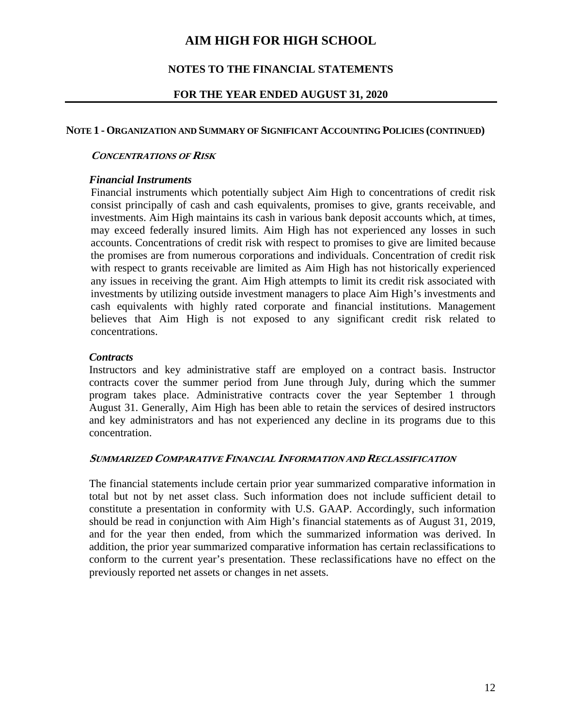# AIM HIGH FOR HIGH SCHOOL

## NOTES TO THE FINANCIAL STATEMENTS

## FOR THE YEAR ENDED AUGUST 31, 2020

### NOTE 1 - ORGANIZATION AND SUMMARY OF SIGNIFICANT ACCOUNTING POLICIES (CONTINUED)

#### *CONCENTRATIONS OF RISK*

***Financial Instruments***

Financial instruments which potentially subject Aim High to concentrations of credit risk consist principally of cash and cash equivalents, promises to give, grants receivable, and investments. Aim High maintains its cash in various bank deposit accounts which, at times, may exceed federally insured limits. Aim High has not experienced any losses in such accounts. Concentrations of credit risk with respect to promises to give are limited because the promises are from numerous corporations and individuals. Concentration of credit risk with respect to grants receivable are limited as Aim High has not historically experienced any issues in receiving the grant. Aim High attempts to limit its credit risk associated with investments by utilizing outside investment managers to place Aim High's investments and cash equivalents with highly rated corporate and financial institutions. Management believes that Aim High is not exposed to any significant credit risk related to concentrations.

***Contracts***

Instructors and key administrative staff are employed on a contract basis. Instructor contracts cover the summer period from June through July, during which the summer program takes place. Administrative contracts cover the year September 1 through August 31. Generally, Aim High has been able to retain the services of desired instructors and key administrators and has not experienced any decline in its programs due to this concentration.

#### *SUMMARIZED COMPARATIVE FINANCIAL INFORMATION AND RECLASSIFICATION*

The financial statements include certain prior year summarized comparative information in total but not by net asset class. Such information does not include sufficient detail to constitute a presentation in conformity with U.S. GAAP. Accordingly, such information should be read in conjunction with Aim High's financial statements as of August 31, 2019, and for the year then ended, from which the summarized information was derived. In addition, the prior year summarized comparative information has certain reclassifications to conform to the current year's presentation. These reclassifications have no effect on the previously reported net assets or changes in net assets.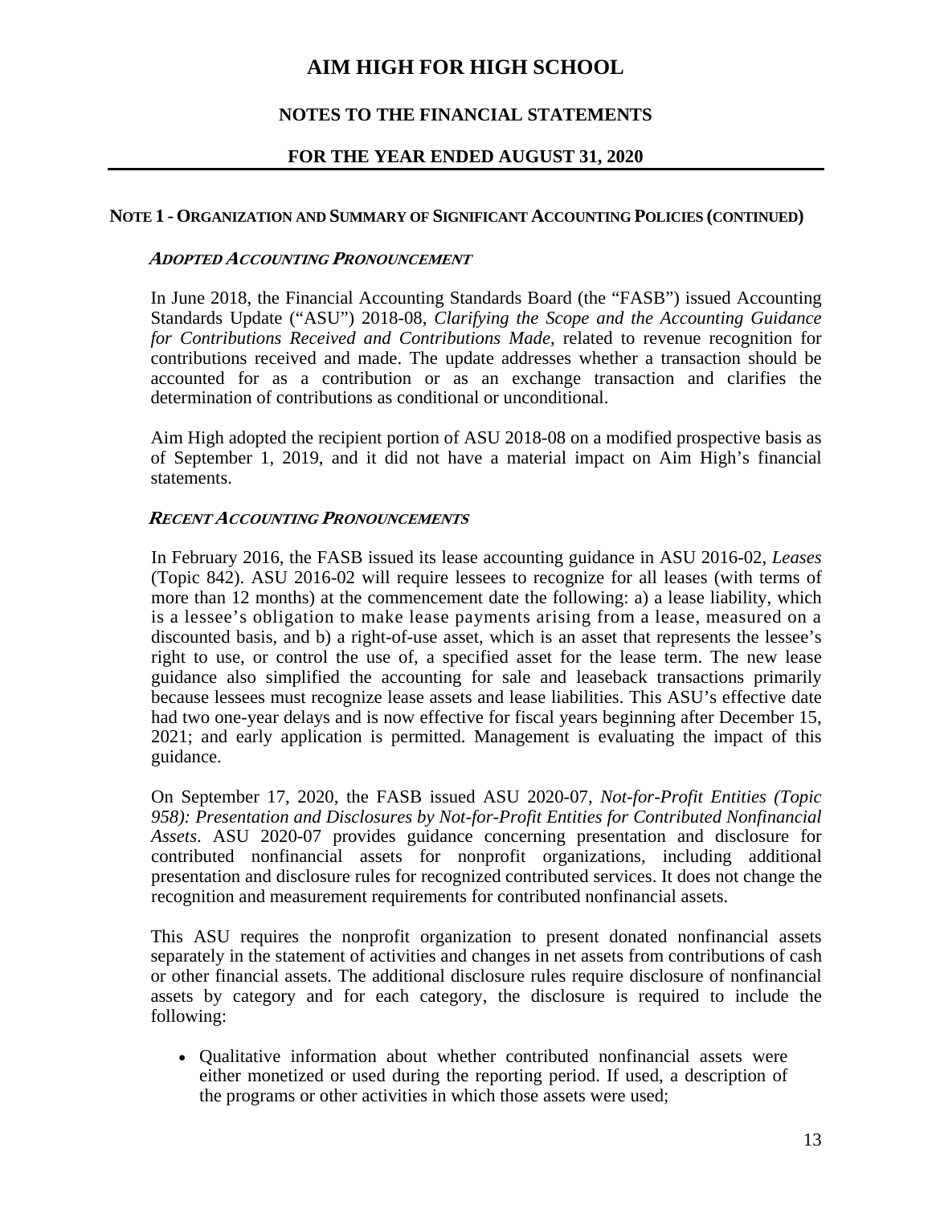# AIM HIGH FOR HIGH SCHOOL

## NOTES TO THE FINANCIAL STATEMENTS

## FOR THE YEAR ENDED AUGUST 31, 2020

### NOTE 1 - ORGANIZATION AND SUMMARY OF SIGNIFICANT ACCOUNTING POLICIES (CONTINUED)

#### *ADOPTED ACCOUNTING PRONOUNCEMENT*

In June 2018, the Financial Accounting Standards Board (the "FASB") issued Accounting Standards Update ("ASU") 2018-08, *Clarifying the Scope and the Accounting Guidance for Contributions Received and Contributions Made,* related to revenue recognition for contributions received and made. The update addresses whether a transaction should be accounted for as a contribution or as an exchange transaction and clarifies the determination of contributions as conditional or unconditional.

Aim High adopted the recipient portion of ASU 2018-08 on a modified prospective basis as of September 1, 2019, and it did not have a material impact on Aim High's financial statements.

#### *RECENT ACCOUNTING PRONOUNCEMENTS*

In February 2016, the FASB issued its lease accounting guidance in ASU 2016-02, *Leases* (Topic 842). ASU 2016-02 will require lessees to recognize for all leases (with terms of more than 12 months) at the commencement date the following: a) a lease liability, which is a lessee's obligation to make lease payments arising from a lease, measured on a discounted basis, and b) a right-of-use asset, which is an asset that represents the lessee's right to use, or control the use of, a specified asset for the lease term. The new lease guidance also simplified the accounting for sale and leaseback transactions primarily because lessees must recognize lease assets and lease liabilities. This ASU's effective date had two one-year delays and is now effective for fiscal years beginning after December 15, 2021; and early application is permitted. Management is evaluating the impact of this guidance.

On September 17, 2020, the FASB issued ASU 2020-07, *Not-for-Profit Entities (Topic 958): Presentation and Disclosures by Not-for-Profit Entities for Contributed Nonfinancial Assets*. ASU 2020-07 provides guidance concerning presentation and disclosure for contributed nonfinancial assets for nonprofit organizations, including additional presentation and disclosure rules for recognized contributed services. It does not change the recognition and measurement requirements for contributed nonfinancial assets.

This ASU requires the nonprofit organization to present donated nonfinancial assets separately in the statement of activities and changes in net assets from contributions of cash or other financial assets. The additional disclosure rules require disclosure of nonfinancial assets by category and for each category, the disclosure is required to include the following:

- Qualitative information about whether contributed nonfinancial assets were either monetized or used during the reporting period. If used, a description of the programs or other activities in which those assets were used;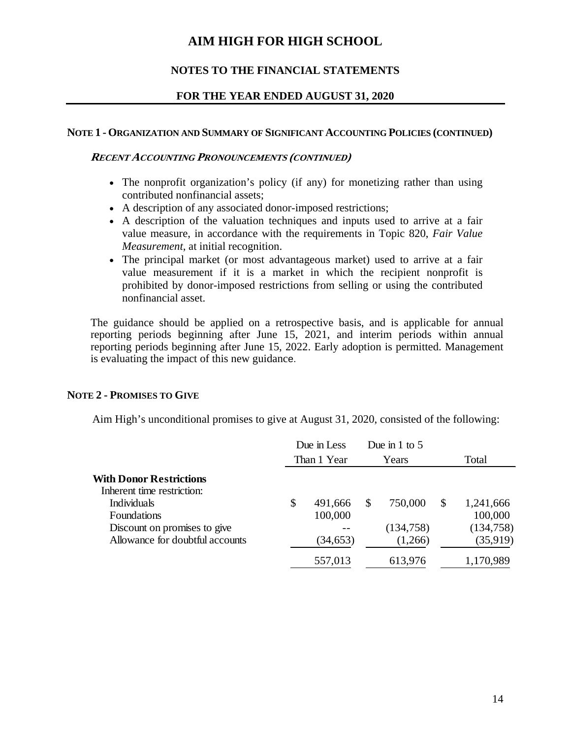**NOTE 1 - ORGANIZATION AND SUMMARY OF SIGNIFICANT ACCOUNTING POLICIES (CONTINUED)**

***RECENT ACCOUNTING PRONOUNCEMENTS (CONTINUED)***

- The nonprofit organization's policy (if any) for monetizing rather than using contributed nonfinancial assets;
- A description of any associated donor-imposed restrictions;
- A description of the valuation techniques and inputs used to arrive at a fair value measure, in accordance with the requirements in Topic 820, *Fair Value Measurement*, at initial recognition.
- The principal market (or most advantageous market) used to arrive at a fair value measurement if it is a market in which the recipient nonprofit is prohibited by donor-imposed restrictions from selling or using the contributed nonfinancial asset.

The guidance should be applied on a retrospective basis, and is applicable for annual reporting periods beginning after June 15, 2021, and interim periods within annual reporting periods beginning after June 15, 2022. Early adoption is permitted. Management is evaluating the impact of this new guidance.

**NOTE 2 - PROMISES TO GIVE**

Aim High's unconditional promises to give at August 31, 2020, consisted of the following:

| | Due in Less Than 1 Year | Due in 1 to 5 Years | Total |
|---|---|---|---|
| **With Donor Restrictions** | | | |
| Inherent time restriction: | | | |
| Individuals | $ 491,666 | $ 750,000 | $ 1,241,666 |
| Foundations | 100,000 | | 100,000 |
| Discount on promises to give | -- | (134,758) | (134,758) |
| Allowance for doubtful accounts | (34,653) | (1,266) | (35,919) |
| | 557,013 | 613,976 | 1,170,989 |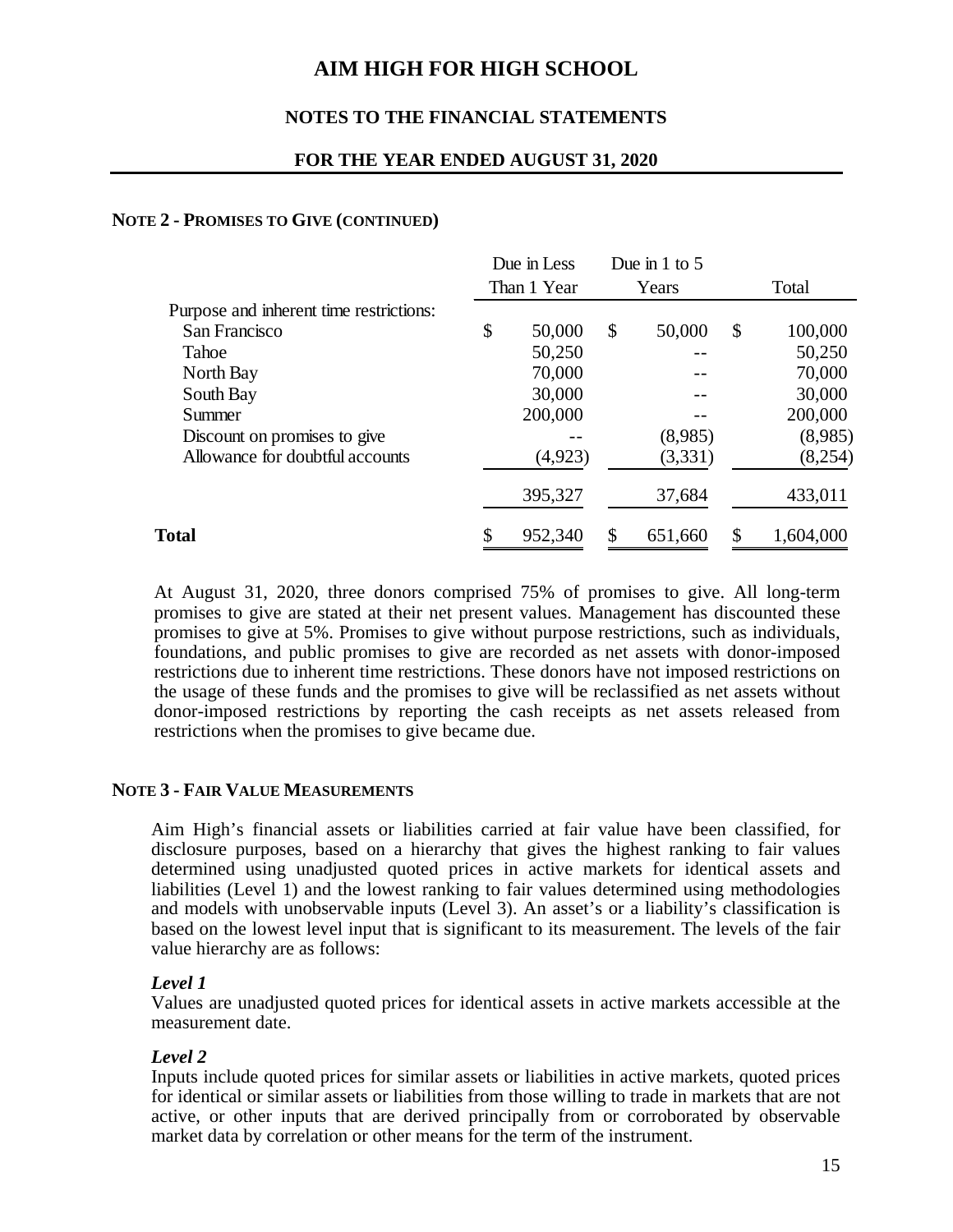### NOTE 2 - PROMISES TO GIVE (CONTINUED)

| | Due in Less Than 1 Year | Due in 1 to 5 Years | Total |
|---|---|---|---|
| Purpose and inherent time restrictions: | | | |
| San Francisco | $ 50,000 | $ 50,000 | $ 100,000 |
| Tahoe | 50,250 | -- | 50,250 |
| North Bay | 70,000 | -- | 70,000 |
| South Bay | 30,000 | -- | 30,000 |
| Summer | 200,000 | -- | 200,000 |
| Discount on promises to give | -- | (8,985) | (8,985) |
| Allowance for doubtful accounts | (4,923) | (3,331) | (8,254) |
| | 395,327 | 37,684 | 433,011 |
| **Total** | $ 952,340 | $ 651,660 | $ 1,604,000 |

At August 31, 2020, three donors comprised 75% of promises to give. All long-term promises to give are stated at their net present values. Management has discounted these promises to give at 5%. Promises to give without purpose restrictions, such as individuals, foundations, and public promises to give are recorded as net assets with donor-imposed restrictions due to inherent time restrictions. These donors have not imposed restrictions on the usage of these funds and the promises to give will be reclassified as net assets without donor-imposed restrictions by reporting the cash receipts as net assets released from restrictions when the promises to give became due.

### NOTE 3 - FAIR VALUE MEASUREMENTS

Aim High's financial assets or liabilities carried at fair value have been classified, for disclosure purposes, based on a hierarchy that gives the highest ranking to fair values determined using unadjusted quoted prices in active markets for identical assets and liabilities (Level 1) and the lowest ranking to fair values determined using methodologies and models with unobservable inputs (Level 3). An asset's or a liability's classification is based on the lowest level input that is significant to its measurement. The levels of the fair value hierarchy are as follows:

***Level 1***
Values are unadjusted quoted prices for identical assets in active markets accessible at the measurement date.

***Level 2***
Inputs include quoted prices for similar assets or liabilities in active markets, quoted prices for identical or similar assets or liabilities from those willing to trade in markets that are not active, or other inputs that are derived principally from or corroborated by observable market data by correlation or other means for the term of the instrument.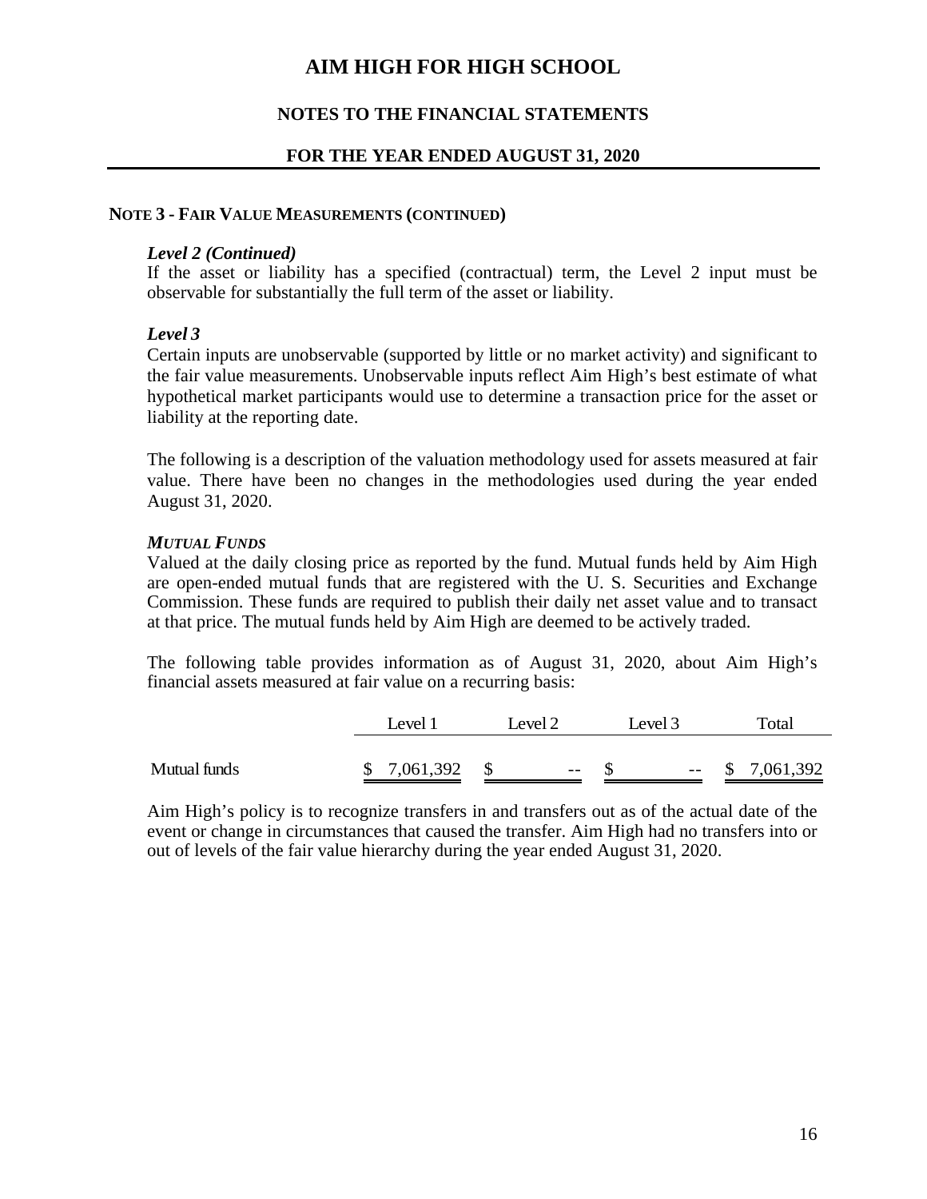# AIM HIGH FOR HIGH SCHOOL

## NOTES TO THE FINANCIAL STATEMENTS

## FOR THE YEAR ENDED AUGUST 31, 2020

### NOTE 3 - FAIR VALUE MEASUREMENTS (CONTINUED)

***Level 2 (Continued)***

If the asset or liability has a specified (contractual) term, the Level 2 input must be observable for substantially the full term of the asset or liability.

***Level 3***

Certain inputs are unobservable (supported by little or no market activity) and significant to the fair value measurements. Unobservable inputs reflect Aim High's best estimate of what hypothetical market participants would use to determine a transaction price for the asset or liability at the reporting date.

The following is a description of the valuation methodology used for assets measured at fair value. There have been no changes in the methodologies used during the year ended August 31, 2020.

***MUTUAL FUNDS***

Valued at the daily closing price as reported by the fund. Mutual funds held by Aim High are open-ended mutual funds that are registered with the U. S. Securities and Exchange Commission. These funds are required to publish their daily net asset value and to transact at that price. The mutual funds held by Aim High are deemed to be actively traded.

The following table provides information as of August 31, 2020, about Aim High's financial assets measured at fair value on a recurring basis:

| | Level 1 | Level 2 | Level 3 | Total |
|---|---|---|---|---|
| Mutual funds | $ 7,061,392 | $ -- | $ -- | $ 7,061,392 |

Aim High's policy is to recognize transfers in and transfers out as of the actual date of the event or change in circumstances that caused the transfer. Aim High had no transfers into or out of levels of the fair value hierarchy during the year ended August 31, 2020.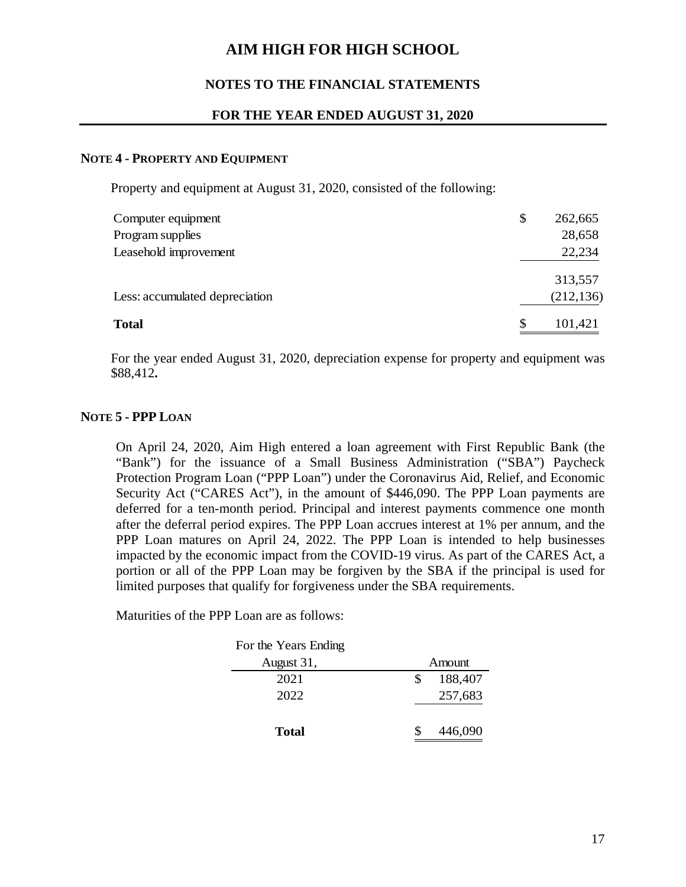# AIM HIGH FOR HIGH SCHOOL

## NOTES TO THE FINANCIAL STATEMENTS

## FOR THE YEAR ENDED AUGUST 31, 2020

### NOTE 4 - PROPERTY AND EQUIPMENT

Property and equipment at August 31, 2020, consisted of the following:

| | |
|---|---|
| Computer equipment | $ 262,665 |
| Program supplies | 28,658 |
| Leasehold improvement | 22,234 |
| | 313,557 |
| Less: accumulated depreciation | (212,136) |
| **Total** | $ 101,421 |

For the year ended August 31, 2020, depreciation expense for property and equipment was $88,412**.**

### NOTE 5 - PPP LOAN

On April 24, 2020, Aim High entered a loan agreement with First Republic Bank (the "Bank") for the issuance of a Small Business Administration ("SBA") Paycheck Protection Program Loan ("PPP Loan") under the Coronavirus Aid, Relief, and Economic Security Act ("CARES Act"), in the amount of $446,090. The PPP Loan payments are deferred for a ten-month period. Principal and interest payments commence one month after the deferral period expires. The PPP Loan accrues interest at 1% per annum, and the PPP Loan matures on April 24, 2022. The PPP Loan is intended to help businesses impacted by the economic impact from the COVID-19 virus. As part of the CARES Act, a portion or all of the PPP Loan may be forgiven by the SBA if the principal is used for limited purposes that qualify for forgiveness under the SBA requirements.

Maturities of the PPP Loan are as follows:

| For the Years Ending August 31, | Amount |
|---|---|
| 2021 | $ 188,407 |
| 2022 | 257,683 |
| **Total** | $ 446,090 |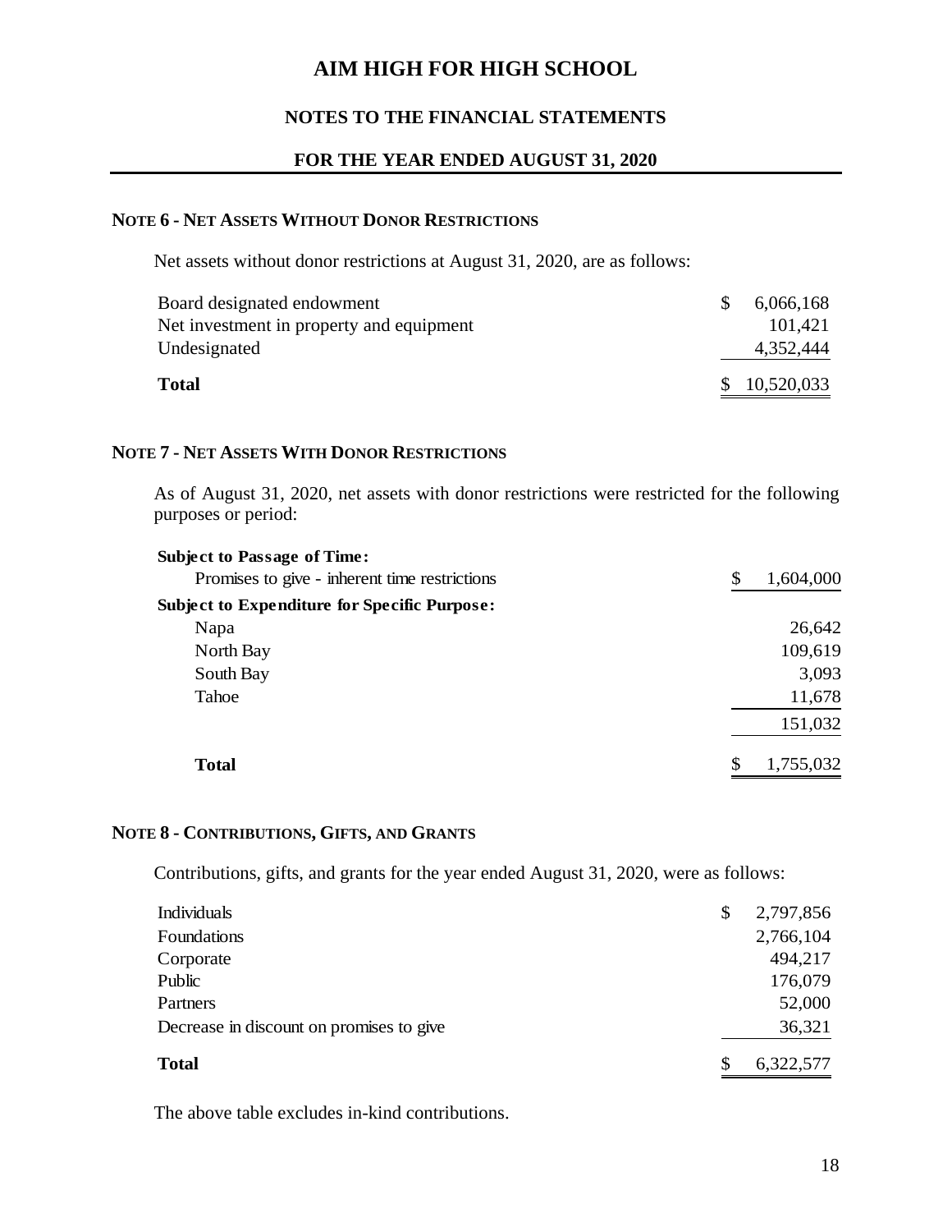# AIM HIGH FOR HIGH SCHOOL

## NOTES TO THE FINANCIAL STATEMENTS

### FOR THE YEAR ENDED AUGUST 31, 2020

**NOTE 6 - NET ASSETS WITHOUT DONOR RESTRICTIONS**

Net assets without donor restrictions at August 31, 2020, are as follows:

| | |
|---|---|
| Board designated endowment | $ 6,066,168 |
| Net investment in property and equipment | 101,421 |
| Undesignated | 4,352,444 |
| **Total** | $ 10,520,033 |

**NOTE 7 - NET ASSETS WITH DONOR RESTRICTIONS**

As of August 31, 2020, net assets with donor restrictions were restricted for the following purposes or period:

| | |
|---|---|
| **Subject to Passage of Time:** | |
| Promises to give - inherent time restrictions | $ 1,604,000 |
| **Subject to Expenditure for Specific Purpose:** | |
| Napa | 26,642 |
| North Bay | 109,619 |
| South Bay | 3,093 |
| Tahoe | 11,678 |
| | 151,032 |
| **Total** | $ 1,755,032 |

**NOTE 8 - CONTRIBUTIONS, GIFTS, AND GRANTS**

Contributions, gifts, and grants for the year ended August 31, 2020, were as follows:

| | |
|---|---|
| Individuals | $ 2,797,856 |
| Foundations | 2,766,104 |
| Corporate | 494,217 |
| Public | 176,079 |
| Partners | 52,000 |
| Decrease in discount on promises to give | 36,321 |
| **Total** | $ 6,322,577 |

The above table excludes in-kind contributions.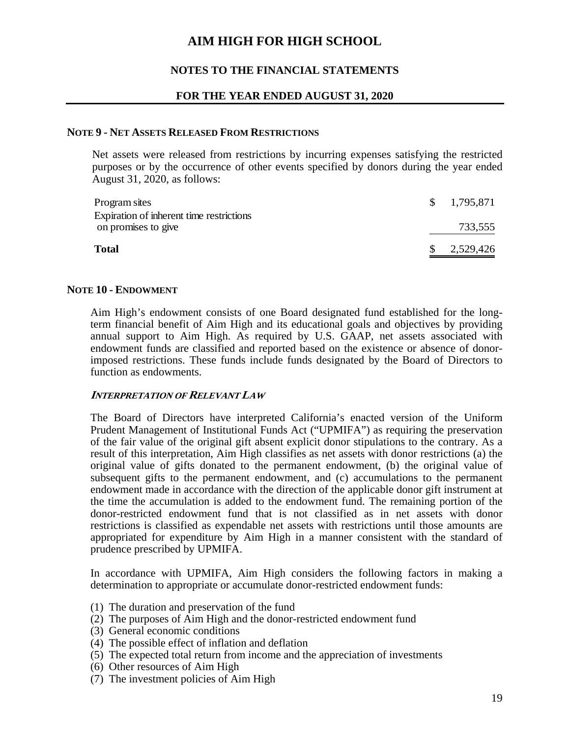# AIM HIGH FOR HIGH SCHOOL

## NOTES TO THE FINANCIAL STATEMENTS

## FOR THE YEAR ENDED AUGUST 31, 2020

### NOTE 9 - NET ASSETS RELEASED FROM RESTRICTIONS

Net assets were released from restrictions by incurring expenses satisfying the restricted purposes or by the occurrence of other events specified by donors during the year ended August 31, 2020, as follows:

| | |
|---|---|
| Program sites | $ 1,795,871 |
| Expiration of inherent time restrictions on promises to give | 733,555 |
| **Total** | $ 2,529,426 |

### NOTE 10 - ENDOWMENT

Aim High's endowment consists of one Board designated fund established for the long-term financial benefit of Aim High and its educational goals and objectives by providing annual support to Aim High. As required by U.S. GAAP, net assets associated with endowment funds are classified and reported based on the existence or absence of donor-imposed restrictions. These funds include funds designated by the Board of Directors to function as endowments.

#### *INTERPRETATION OF RELEVANT LAW*

The Board of Directors have interpreted California's enacted version of the Uniform Prudent Management of Institutional Funds Act ("UPMIFA") as requiring the preservation of the fair value of the original gift absent explicit donor stipulations to the contrary. As a result of this interpretation, Aim High classifies as net assets with donor restrictions (a) the original value of gifts donated to the permanent endowment, (b) the original value of subsequent gifts to the permanent endowment, and (c) accumulations to the permanent endowment made in accordance with the direction of the applicable donor gift instrument at the time the accumulation is added to the endowment fund. The remaining portion of the donor-restricted endowment fund that is not classified as in net assets with donor restrictions is classified as expendable net assets with restrictions until those amounts are appropriated for expenditure by Aim High in a manner consistent with the standard of prudence prescribed by UPMIFA.

In accordance with UPMIFA, Aim High considers the following factors in making a determination to appropriate or accumulate donor-restricted endowment funds:

(1) The duration and preservation of the fund
(2) The purposes of Aim High and the donor-restricted endowment fund
(3) General economic conditions
(4) The possible effect of inflation and deflation
(5) The expected total return from income and the appreciation of investments
(6) Other resources of Aim High
(7) The investment policies of Aim High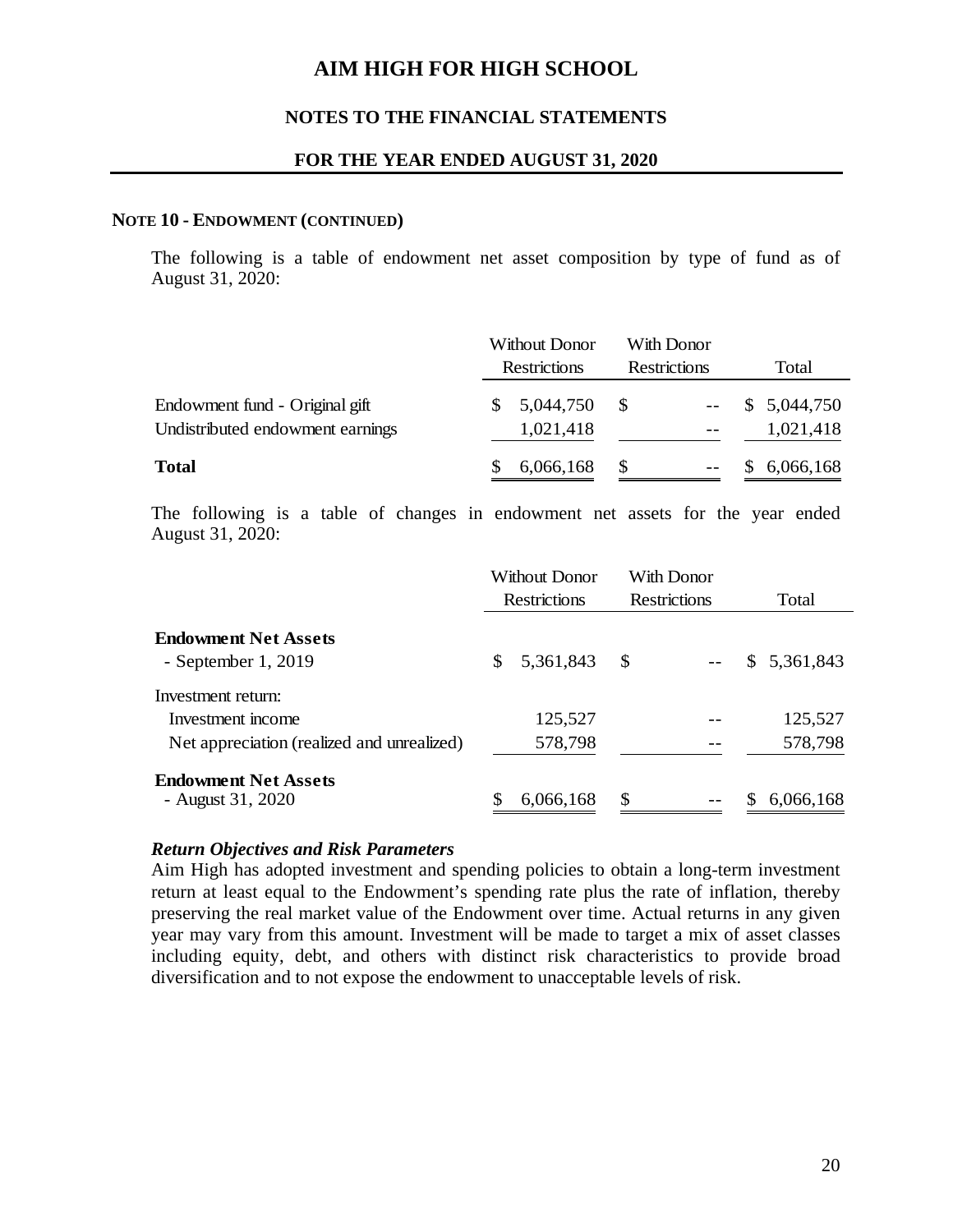# AIM HIGH FOR HIGH SCHOOL

## NOTES TO THE FINANCIAL STATEMENTS

### FOR THE YEAR ENDED AUGUST 31, 2020

**NOTE 10 - ENDOWMENT (CONTINUED)**

The following is a table of endowment net asset composition by type of fund as of August 31, 2020:

| | Without Donor Restrictions | With Donor Restrictions | Total |
|---|---|---|---|
| Endowment fund - Original gift | $ 5,044,750 | $ -- | $ 5,044,750 |
| Undistributed endowment earnings | 1,021,418 | -- | 1,021,418 |
| **Total** | $ 6,066,168 | $ -- | $ 6,066,168 |

The following is a table of changes in endowment net assets for the year ended August 31, 2020:

| | Without Donor Restrictions | With Donor Restrictions | Total |
|---|---|---|---|
| **Endowment Net Assets** - September 1, 2019 | $ 5,361,843 | $ -- | $ 5,361,843 |
| Investment return: | | | |
| Investment income | 125,527 | -- | 125,527 |
| Net appreciation (realized and unrealized) | 578,798 | -- | 578,798 |
| **Endowment Net Assets** - August 31, 2020 | $ 6,066,168 | $ -- | $ 6,066,168 |

***Return Objectives and Risk Parameters***

Aim High has adopted investment and spending policies to obtain a long-term investment return at least equal to the Endowment's spending rate plus the rate of inflation, thereby preserving the real market value of the Endowment over time. Actual returns in any given year may vary from this amount. Investment will be made to target a mix of asset classes including equity, debt, and others with distinct risk characteristics to provide broad diversification and to not expose the endowment to unacceptable levels of risk.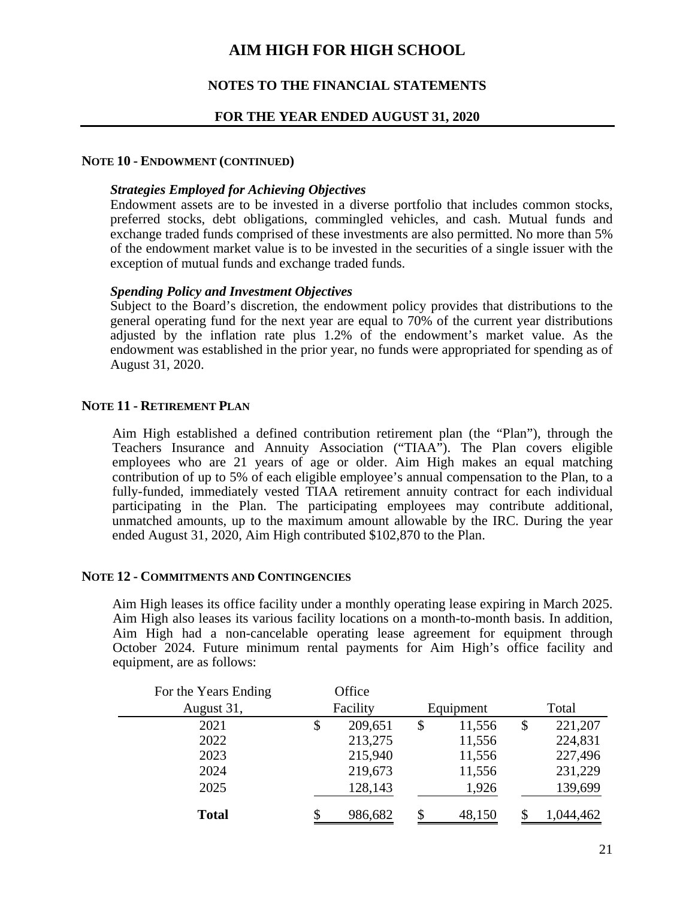# AIM HIGH FOR HIGH SCHOOL

## NOTES TO THE FINANCIAL STATEMENTS

## FOR THE YEAR ENDED AUGUST 31, 2020

### NOTE 10 - ENDOWMENT (CONTINUED)

***Strategies Employed for Achieving Objectives***

Endowment assets are to be invested in a diverse portfolio that includes common stocks, preferred stocks, debt obligations, commingled vehicles, and cash. Mutual funds and exchange traded funds comprised of these investments are also permitted. No more than 5% of the endowment market value is to be invested in the securities of a single issuer with the exception of mutual funds and exchange traded funds.

***Spending Policy and Investment Objectives***

Subject to the Board's discretion, the endowment policy provides that distributions to the general operating fund for the next year are equal to 70% of the current year distributions adjusted by the inflation rate plus 1.2% of the endowment's market value. As the endowment was established in the prior year, no funds were appropriated for spending as of August 31, 2020.

### NOTE 11 - RETIREMENT PLAN

Aim High established a defined contribution retirement plan (the "Plan"), through the Teachers Insurance and Annuity Association ("TIAA"). The Plan covers eligible employees who are 21 years of age or older. Aim High makes an equal matching contribution of up to 5% of each eligible employee's annual compensation to the Plan, to a fully-funded, immediately vested TIAA retirement annuity contract for each individual participating in the Plan. The participating employees may contribute additional, unmatched amounts, up to the maximum amount allowable by the IRC. During the year ended August 31, 2020, Aim High contributed $102,870 to the Plan.

### NOTE 12 - COMMITMENTS AND CONTINGENCIES

Aim High leases its office facility under a monthly operating lease expiring in March 2025. Aim High also leases its various facility locations on a month-to-month basis. In addition, Aim High had a non-cancelable operating lease agreement for equipment through October 2024. Future minimum rental payments for Aim High's office facility and equipment, are as follows:

| For the Years Ending August 31, | Office Facility | Equipment | Total |
|---|---|---|---|
| 2021 | $ 209,651 | $ 11,556 | $ 221,207 |
| 2022 | 213,275 | 11,556 | 224,831 |
| 2023 | 215,940 | 11,556 | 227,496 |
| 2024 | 219,673 | 11,556 | 231,229 |
| 2025 | 128,143 | 1,926 | 139,699 |
| **Total** | $ 986,682 | $ 48,150 | $ 1,044,462 |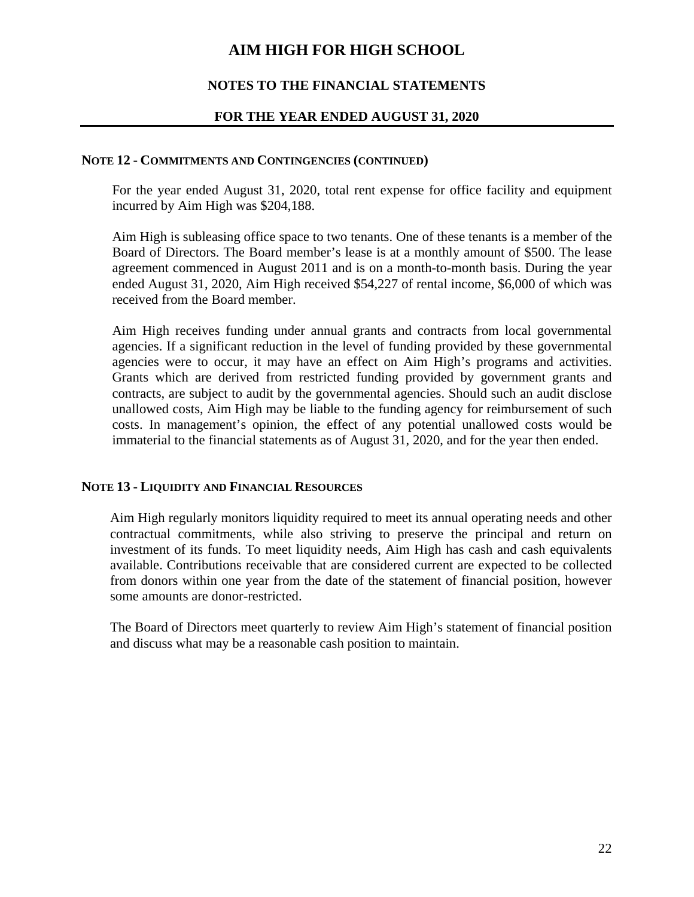## NOTE 12 - COMMITMENTS AND CONTINGENCIES (CONTINUED)

For the year ended August 31, 2020, total rent expense for office facility and equipment incurred by Aim High was $204,188.

Aim High is subleasing office space to two tenants. One of these tenants is a member of the Board of Directors. The Board member's lease is at a monthly amount of $500. The lease agreement commenced in August 2011 and is on a month-to-month basis. During the year ended August 31, 2020, Aim High received $54,227 of rental income, $6,000 of which was received from the Board member.

Aim High receives funding under annual grants and contracts from local governmental agencies. If a significant reduction in the level of funding provided by these governmental agencies were to occur, it may have an effect on Aim High's programs and activities. Grants which are derived from restricted funding provided by government grants and contracts, are subject to audit by the governmental agencies. Should such an audit disclose unallowed costs, Aim High may be liable to the funding agency for reimbursement of such costs. In management's opinion, the effect of any potential unallowed costs would be immaterial to the financial statements as of August 31, 2020, and for the year then ended.

## NOTE 13 - LIQUIDITY AND FINANCIAL RESOURCES

Aim High regularly monitors liquidity required to meet its annual operating needs and other contractual commitments, while also striving to preserve the principal and return on investment of its funds. To meet liquidity needs, Aim High has cash and cash equivalents available. Contributions receivable that are considered current are expected to be collected from donors within one year from the date of the statement of financial position, however some amounts are donor-restricted.

The Board of Directors meet quarterly to review Aim High's statement of financial position and discuss what may be a reasonable cash position to maintain.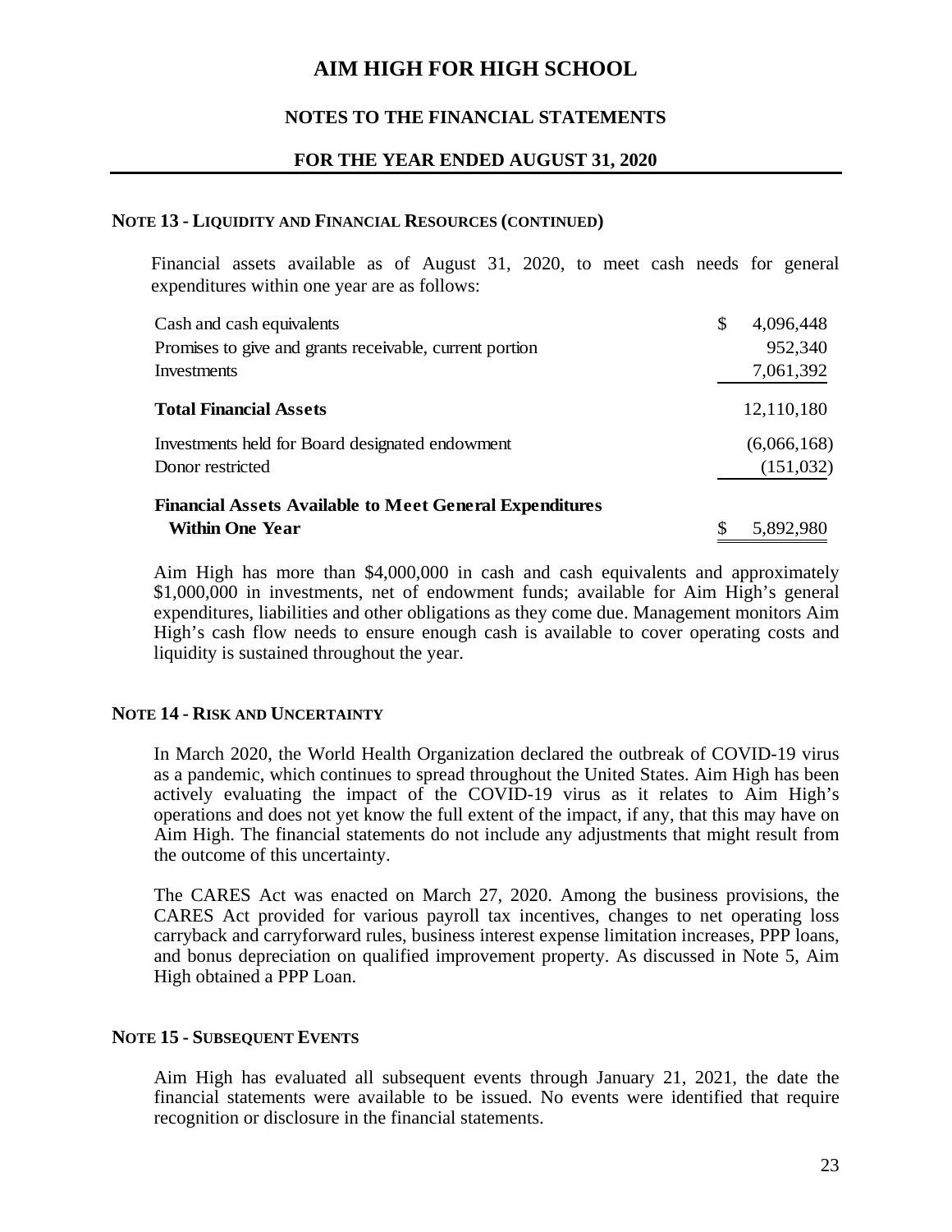# AIM HIGH FOR HIGH SCHOOL

## NOTES TO THE FINANCIAL STATEMENTS

### FOR THE YEAR ENDED AUGUST 31, 2020

**NOTE 13 - LIQUIDITY AND FINANCIAL RESOURCES (CONTINUED)**

Financial assets available as of August 31, 2020, to meet cash needs for general expenditures within one year are as follows:

| | |
|---|---|
| Cash and cash equivalents | $ 4,096,448 |
| Promises to give and grants receivable, current portion | 952,340 |
| Investments | 7,061,392 |
| **Total Financial Assets** | 12,110,180 |
| Investments held for Board designated endowment | (6,066,168) |
| Donor restricted | (151,032) |
| **Financial Assets Available to Meet General Expenditures Within One Year** | $ 5,892,980 |

Aim High has more than $4,000,000 in cash and cash equivalents and approximately $1,000,000 in investments, net of endowment funds; available for Aim High's general expenditures, liabilities and other obligations as they come due. Management monitors Aim High's cash flow needs to ensure enough cash is available to cover operating costs and liquidity is sustained throughout the year.

**NOTE 14 - RISK AND UNCERTAINTY**

In March 2020, the World Health Organization declared the outbreak of COVID-19 virus as a pandemic, which continues to spread throughout the United States. Aim High has been actively evaluating the impact of the COVID-19 virus as it relates to Aim High's operations and does not yet know the full extent of the impact, if any, that this may have on Aim High. The financial statements do not include any adjustments that might result from the outcome of this uncertainty.

The CARES Act was enacted on March 27, 2020. Among the business provisions, the CARES Act provided for various payroll tax incentives, changes to net operating loss carryback and carryforward rules, business interest expense limitation increases, PPP loans, and bonus depreciation on qualified improvement property. As discussed in Note 5, Aim High obtained a PPP Loan.

**NOTE 15 - SUBSEQUENT EVENTS**

Aim High has evaluated all subsequent events through January 21, 2021, the date the financial statements were available to be issued. No events were identified that require recognition or disclosure in the financial statements.